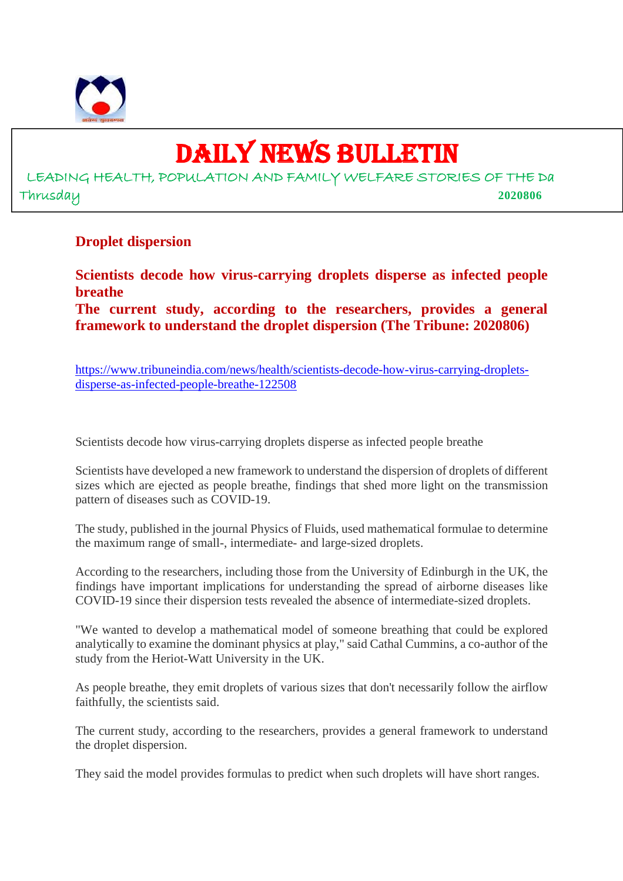# DAILY NEWS BULLETIN

LEADING HEALTH, POPULATION AND FAMILY WELFARE STORIES OF THE Da

Thrusday **2020806**

## Droplet dispersion

**Scientists decode how virus-carrying droplets disperse as infected people breathe**

**The current study, according to the researchers, provides a general framework to understand the droplet dispersion (The Tribune: 2020806)**

https://www.tribuneindia.com/news/health/scientists-decode-how-virus-carrying-droplets-disperse-as-infected-people-breathe-122508

Scientists decode how virus-carrying droplets disperse as infected people breathe

Scientists have developed a new framework to understand the dispersion of droplets of different sizes which are ejected as people breathe, findings that shed more light on the transmission pattern of diseases such as COVID-19.

The study, published in the journal Physics of Fluids, used mathematical formulae to determine the maximum range of small-, intermediate- and large-sized droplets.

According to the researchers, including those from the University of Edinburgh in the UK, the findings have important implications for understanding the spread of airborne diseases like COVID-19 since their dispersion tests revealed the absence of intermediate-sized droplets.

"We wanted to develop a mathematical model of someone breathing that could be explored analytically to examine the dominant physics at play," said Cathal Cummins, a co-author of the study from the Heriot-Watt University in the UK.

As people breathe, they emit droplets of various sizes that don't necessarily follow the airflow faithfully, the scientists said.

The current study, according to the researchers, provides a general framework to understand the droplet dispersion.

They said the model provides formulas to predict when such droplets will have short ranges.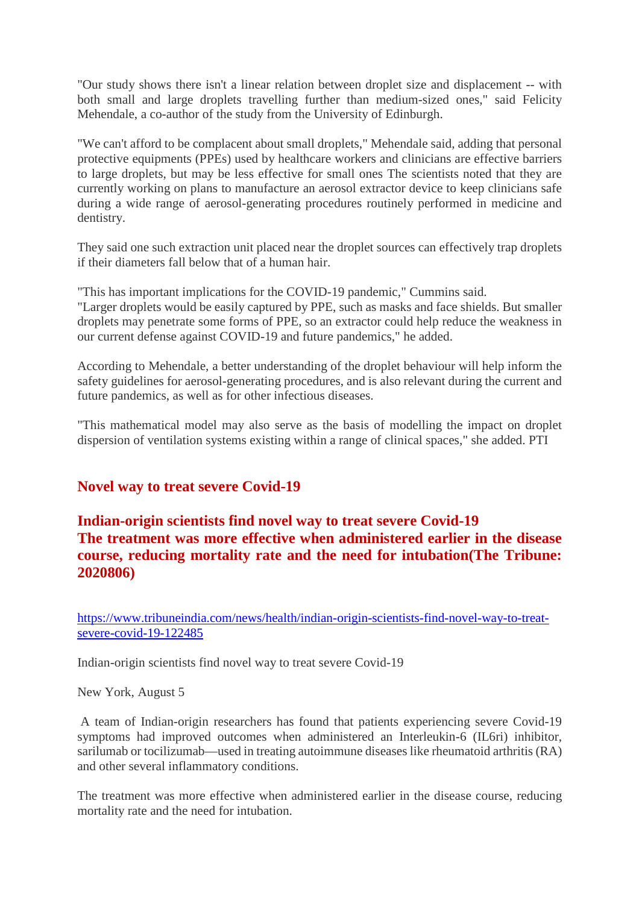"Our study shows there isn't a linear relation between droplet size and displacement -- with both small and large droplets travelling further than medium-sized ones," said Felicity Mehendale, a co-author of the study from the University of Edinburgh.

"We can't afford to be complacent about small droplets," Mehendale said, adding that personal protective equipments (PPEs) used by healthcare workers and clinicians are effective barriers to large droplets, but may be less effective for small ones The scientists noted that they are currently working on plans to manufacture an aerosol extractor device to keep clinicians safe during a wide range of aerosol-generating procedures routinely performed in medicine and dentistry.

They said one such extraction unit placed near the droplet sources can effectively trap droplets if their diameters fall below that of a human hair.

"This has important implications for the COVID-19 pandemic," Cummins said.
"Larger droplets would be easily captured by PPE, such as masks and face shields. But smaller droplets may penetrate some forms of PPE, so an extractor could help reduce the weakness in our current defense against COVID-19 and future pandemics," he added.

According to Mehendale, a better understanding of the droplet behaviour will help inform the safety guidelines for aerosol-generating procedures, and is also relevant during the current and future pandemics, as well as for other infectious diseases.

"This mathematical model may also serve as the basis of modelling the impact on droplet dispersion of ventilation systems existing within a range of clinical spaces," she added. PTI

## Novel way to treat severe Covid-19

## Indian-origin scientists find novel way to treat severe Covid-19
## The treatment was more effective when administered earlier in the disease course, reducing mortality rate and the need for intubation(The Tribune: 2020806)

https://www.tribuneindia.com/news/health/indian-origin-scientists-find-novel-way-to-treat-severe-covid-19-122485

Indian-origin scientists find novel way to treat severe Covid-19

New York, August 5

A team of Indian-origin researchers has found that patients experiencing severe Covid-19 symptoms had improved outcomes when administered an Interleukin-6 (IL6ri) inhibitor, sarilumab or tocilizumab—used in treating autoimmune diseases like rheumatoid arthritis (RA) and other several inflammatory conditions.

The treatment was more effective when administered earlier in the disease course, reducing mortality rate and the need for intubation.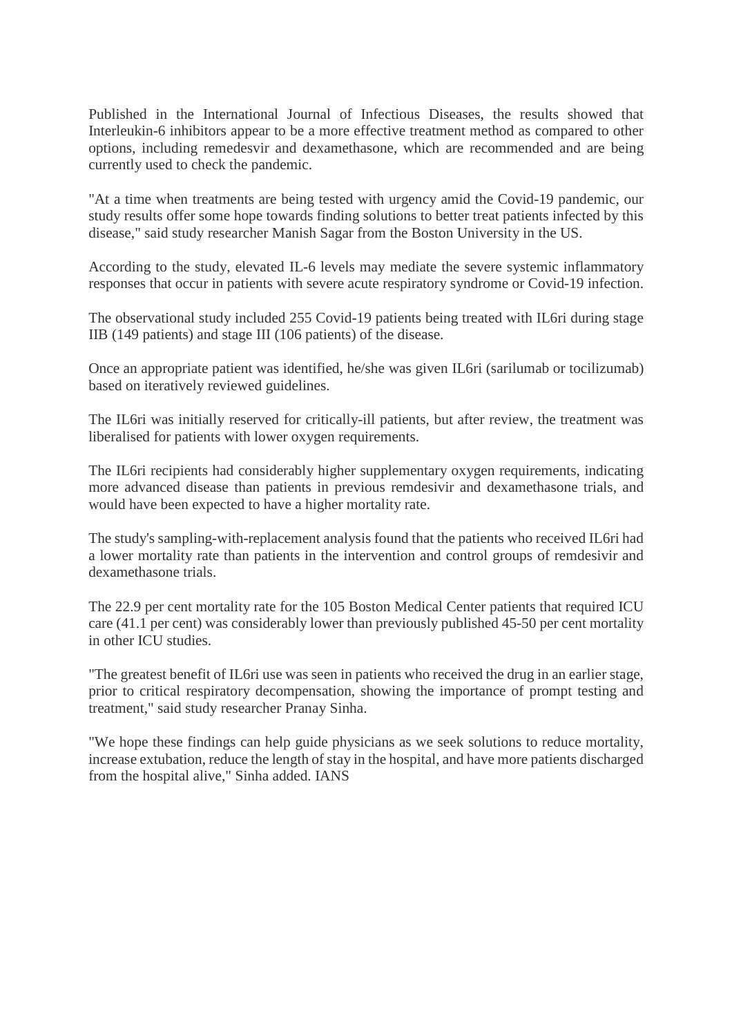Published in the International Journal of Infectious Diseases, the results showed that Interleukin-6 inhibitors appear to be a more effective treatment method as compared to other options, including remedesvir and dexamethasone, which are recommended and are being currently used to check the pandemic.

"At a time when treatments are being tested with urgency amid the Covid-19 pandemic, our study results offer some hope towards finding solutions to better treat patients infected by this disease," said study researcher Manish Sagar from the Boston University in the US.

According to the study, elevated IL-6 levels may mediate the severe systemic inflammatory responses that occur in patients with severe acute respiratory syndrome or Covid-19 infection.

The observational study included 255 Covid-19 patients being treated with IL6ri during stage IIB (149 patients) and stage III (106 patients) of the disease.

Once an appropriate patient was identified, he/she was given IL6ri (sarilumab or tocilizumab) based on iteratively reviewed guidelines.

The IL6ri was initially reserved for critically-ill patients, but after review, the treatment was liberalised for patients with lower oxygen requirements.

The IL6ri recipients had considerably higher supplementary oxygen requirements, indicating more advanced disease than patients in previous remdesivir and dexamethasone trials, and would have been expected to have a higher mortality rate.

The study's sampling-with-replacement analysis found that the patients who received IL6ri had a lower mortality rate than patients in the intervention and control groups of remdesivir and dexamethasone trials.

The 22.9 per cent mortality rate for the 105 Boston Medical Center patients that required ICU care (41.1 per cent) was considerably lower than previously published 45-50 per cent mortality in other ICU studies.

"The greatest benefit of IL6ri use was seen in patients who received the drug in an earlier stage, prior to critical respiratory decompensation, showing the importance of prompt testing and treatment," said study researcher Pranay Sinha.

"We hope these findings can help guide physicians as we seek solutions to reduce mortality, increase extubation, reduce the length of stay in the hospital, and have more patients discharged from the hospital alive," Sinha added. IANS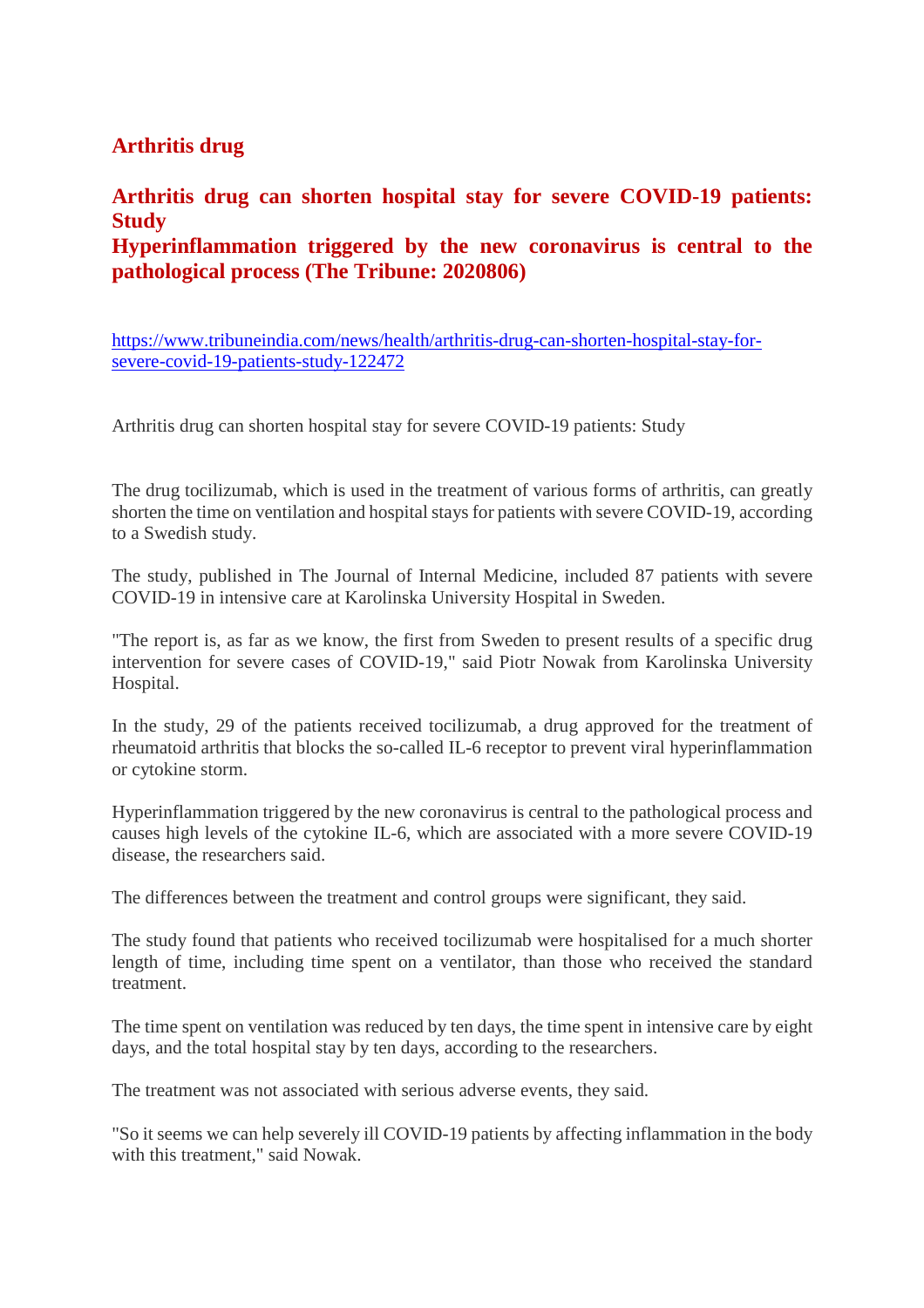## Arthritis drug

## Arthritis drug can shorten hospital stay for severe COVID-19 patients: Study
## Hyperinflammation triggered by the new coronavirus is central to the pathological process (The Tribune: 2020806)

https://www.tribuneindia.com/news/health/arthritis-drug-can-shorten-hospital-stay-for-severe-covid-19-patients-study-122472

Arthritis drug can shorten hospital stay for severe COVID-19 patients: Study

The drug tocilizumab, which is used in the treatment of various forms of arthritis, can greatly shorten the time on ventilation and hospital stays for patients with severe COVID-19, according to a Swedish study.

The study, published in The Journal of Internal Medicine, included 87 patients with severe COVID-19 in intensive care at Karolinska University Hospital in Sweden.

"The report is, as far as we know, the first from Sweden to present results of a specific drug intervention for severe cases of COVID-19," said Piotr Nowak from Karolinska University Hospital.

In the study, 29 of the patients received tocilizumab, a drug approved for the treatment of rheumatoid arthritis that blocks the so-called IL-6 receptor to prevent viral hyperinflammation or cytokine storm.

Hyperinflammation triggered by the new coronavirus is central to the pathological process and causes high levels of the cytokine IL-6, which are associated with a more severe COVID-19 disease, the researchers said.

The differences between the treatment and control groups were significant, they said.

The study found that patients who received tocilizumab were hospitalised for a much shorter length of time, including time spent on a ventilator, than those who received the standard treatment.

The time spent on ventilation was reduced by ten days, the time spent in intensive care by eight days, and the total hospital stay by ten days, according to the researchers.

The treatment was not associated with serious adverse events, they said.

"So it seems we can help severely ill COVID-19 patients by affecting inflammation in the body with this treatment," said Nowak.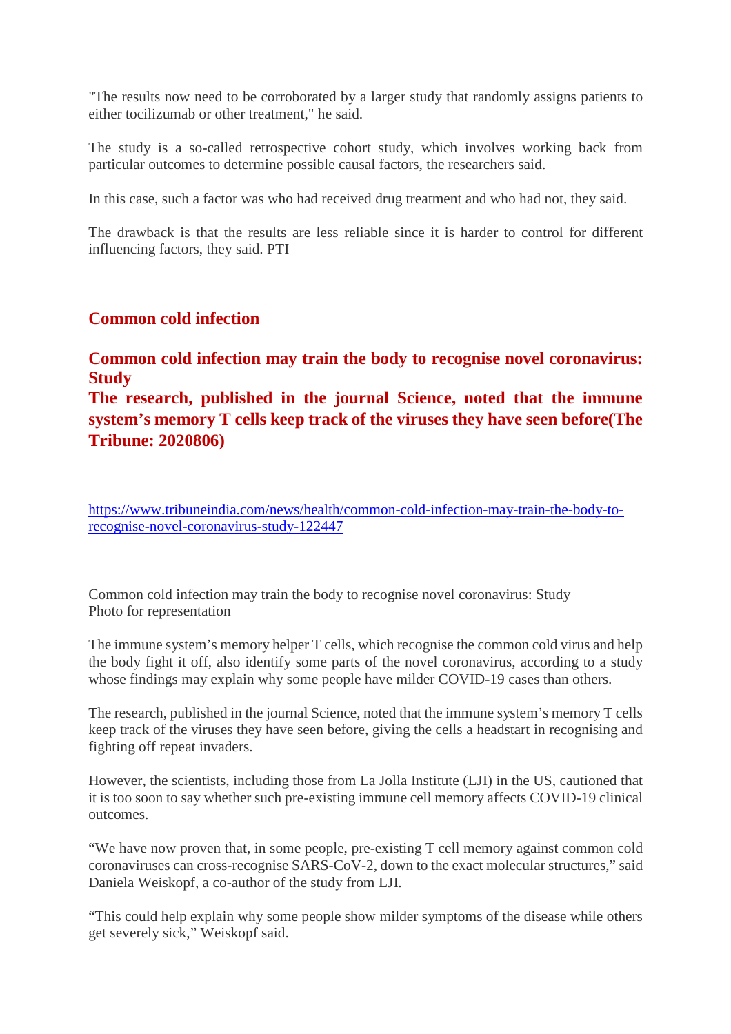"The results now need to be corroborated by a larger study that randomly assigns patients to either tocilizumab or other treatment," he said.

The study is a so-called retrospective cohort study, which involves working back from particular outcomes to determine possible causal factors, the researchers said.

In this case, such a factor was who had received drug treatment and who had not, they said.

The drawback is that the results are less reliable since it is harder to control for different influencing factors, they said. PTI

## Common cold infection

## Common cold infection may train the body to recognise novel coronavirus: Study

**The research, published in the journal Science, noted that the immune system's memory T cells keep track of the viruses they have seen before(The Tribune: 2020806)**

https://www.tribuneindia.com/news/health/common-cold-infection-may-train-the-body-to-recognise-novel-coronavirus-study-122447

Common cold infection may train the body to recognise novel coronavirus: Study
Photo for representation

The immune system's memory helper T cells, which recognise the common cold virus and help the body fight it off, also identify some parts of the novel coronavirus, according to a study whose findings may explain why some people have milder COVID-19 cases than others.

The research, published in the journal Science, noted that the immune system's memory T cells keep track of the viruses they have seen before, giving the cells a headstart in recognising and fighting off repeat invaders.

However, the scientists, including those from La Jolla Institute (LJI) in the US, cautioned that it is too soon to say whether such pre-existing immune cell memory affects COVID-19 clinical outcomes.

"We have now proven that, in some people, pre-existing T cell memory against common cold coronaviruses can cross-recognise SARS-CoV-2, down to the exact molecular structures," said Daniela Weiskopf, a co-author of the study from LJI.

"This could help explain why some people show milder symptoms of the disease while others get severely sick," Weiskopf said.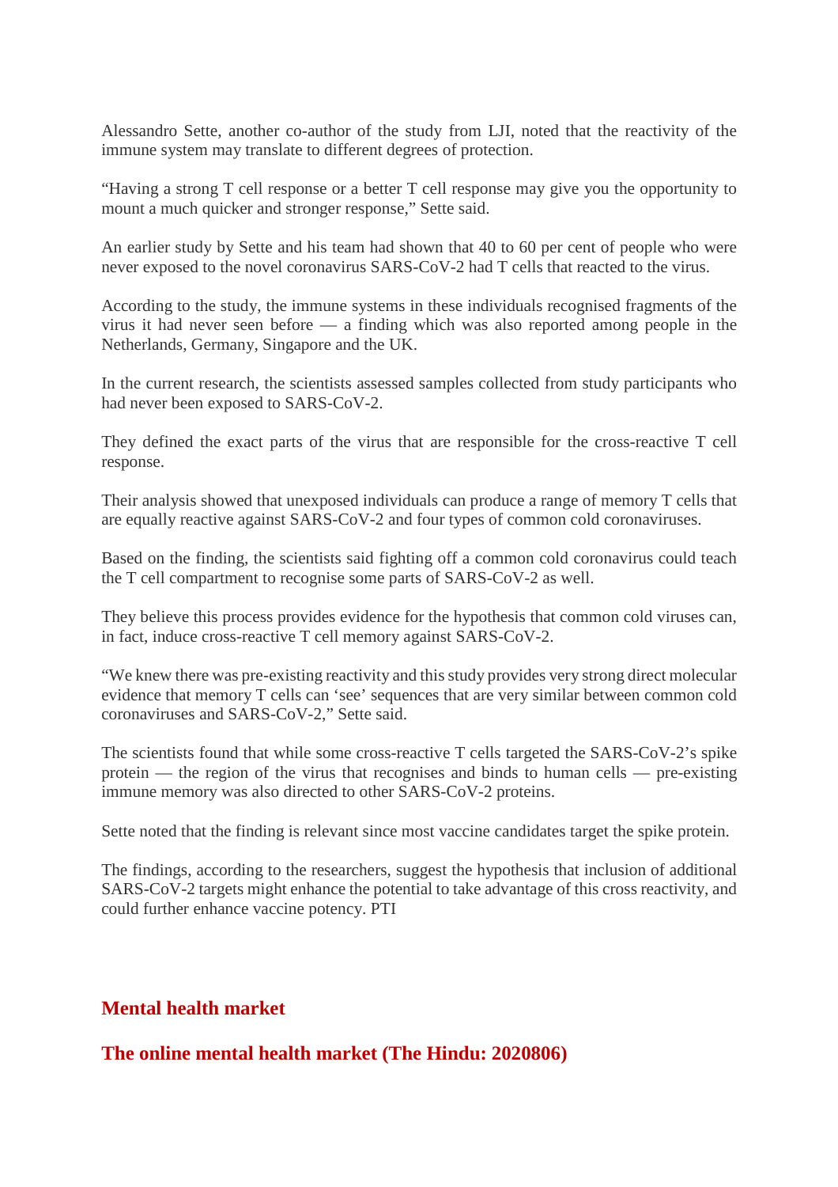Alessandro Sette, another co-author of the study from LJI, noted that the reactivity of the immune system may translate to different degrees of protection.

“Having a strong T cell response or a better T cell response may give you the opportunity to mount a much quicker and stronger response,” Sette said.

An earlier study by Sette and his team had shown that 40 to 60 per cent of people who were never exposed to the novel coronavirus SARS-CoV-2 had T cells that reacted to the virus.

According to the study, the immune systems in these individuals recognised fragments of the virus it had never seen before — a finding which was also reported among people in the Netherlands, Germany, Singapore and the UK.

In the current research, the scientists assessed samples collected from study participants who had never been exposed to SARS-CoV-2.

They defined the exact parts of the virus that are responsible for the cross-reactive T cell response.

Their analysis showed that unexposed individuals can produce a range of memory T cells that are equally reactive against SARS-CoV-2 and four types of common cold coronaviruses.

Based on the finding, the scientists said fighting off a common cold coronavirus could teach the T cell compartment to recognise some parts of SARS-CoV-2 as well.

They believe this process provides evidence for the hypothesis that common cold viruses can, in fact, induce cross-reactive T cell memory against SARS-CoV-2.

“We knew there was pre-existing reactivity and this study provides very strong direct molecular evidence that memory T cells can ‘see’ sequences that are very similar between common cold coronaviruses and SARS-CoV-2,” Sette said.

The scientists found that while some cross-reactive T cells targeted the SARS-CoV-2’s spike protein — the region of the virus that recognises and binds to human cells — pre-existing immune memory was also directed to other SARS-CoV-2 proteins.

Sette noted that the finding is relevant since most vaccine candidates target the spike protein.

The findings, according to the researchers, suggest the hypothesis that inclusion of additional SARS-CoV-2 targets might enhance the potential to take advantage of this cross reactivity, and could further enhance vaccine potency. PTI

## Mental health market

## The online mental health market (The Hindu: 2020806)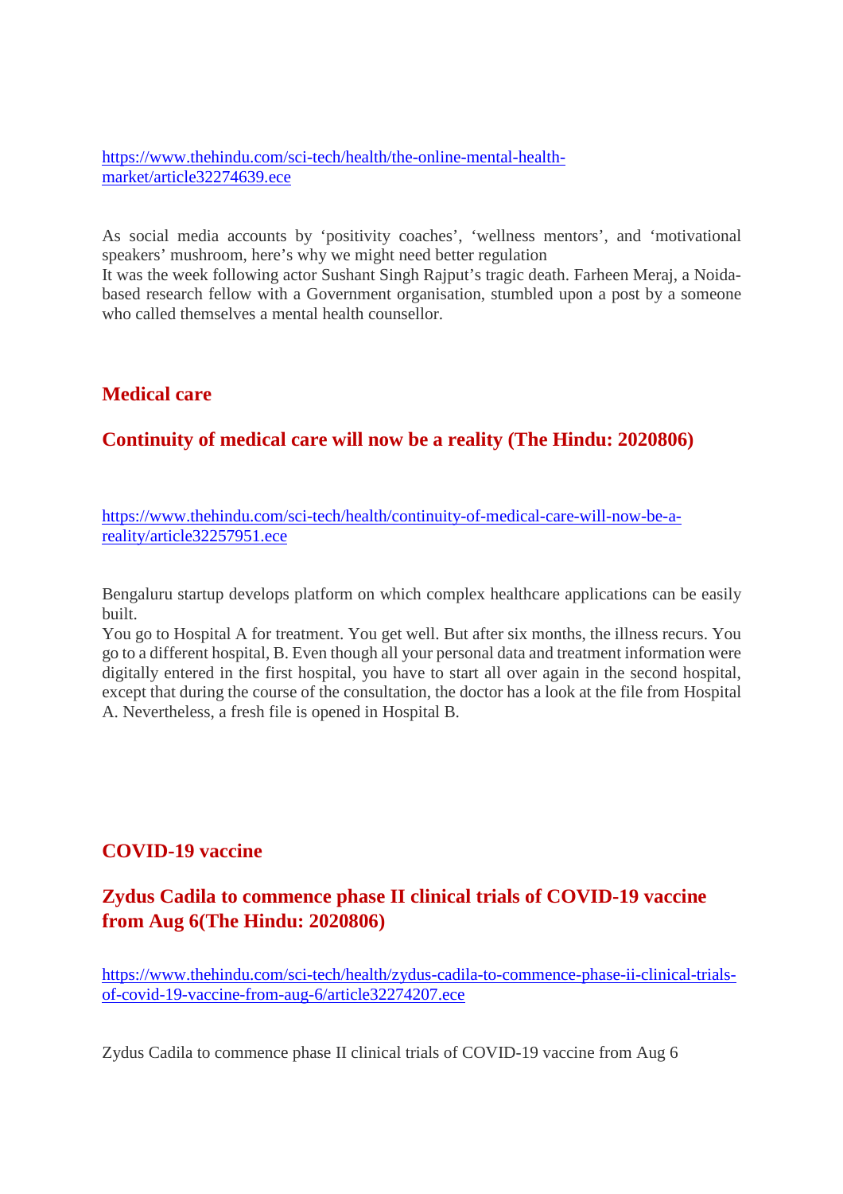https://www.thehindu.com/sci-tech/health/the-online-mental-health-market/article32274639.ece

As social media accounts by 'positivity coaches', 'wellness mentors', and 'motivational speakers' mushroom, here's why we might need better regulation
It was the week following actor Sushant Singh Rajput's tragic death. Farheen Meraj, a Noida-based research fellow with a Government organisation, stumbled upon a post by a someone who called themselves a mental health counsellor.

## Medical care

### Continuity of medical care will now be a reality (The Hindu: 2020806)

https://www.thehindu.com/sci-tech/health/continuity-of-medical-care-will-now-be-a-reality/article32257951.ece

Bengaluru startup develops platform on which complex healthcare applications can be easily built.
You go to Hospital A for treatment. You get well. But after six months, the illness recurs. You go to a different hospital, B. Even though all your personal data and treatment information were digitally entered in the first hospital, you have to start all over again in the second hospital, except that during the course of the consultation, the doctor has a look at the file from Hospital A. Nevertheless, a fresh file is opened in Hospital B.

## COVID-19 vaccine

### Zydus Cadila to commence phase II clinical trials of COVID-19 vaccine from Aug 6(The Hindu: 2020806)

https://www.thehindu.com/sci-tech/health/zydus-cadila-to-commence-phase-ii-clinical-trials-of-covid-19-vaccine-from-aug-6/article32274207.ece

Zydus Cadila to commence phase II clinical trials of COVID-19 vaccine from Aug 6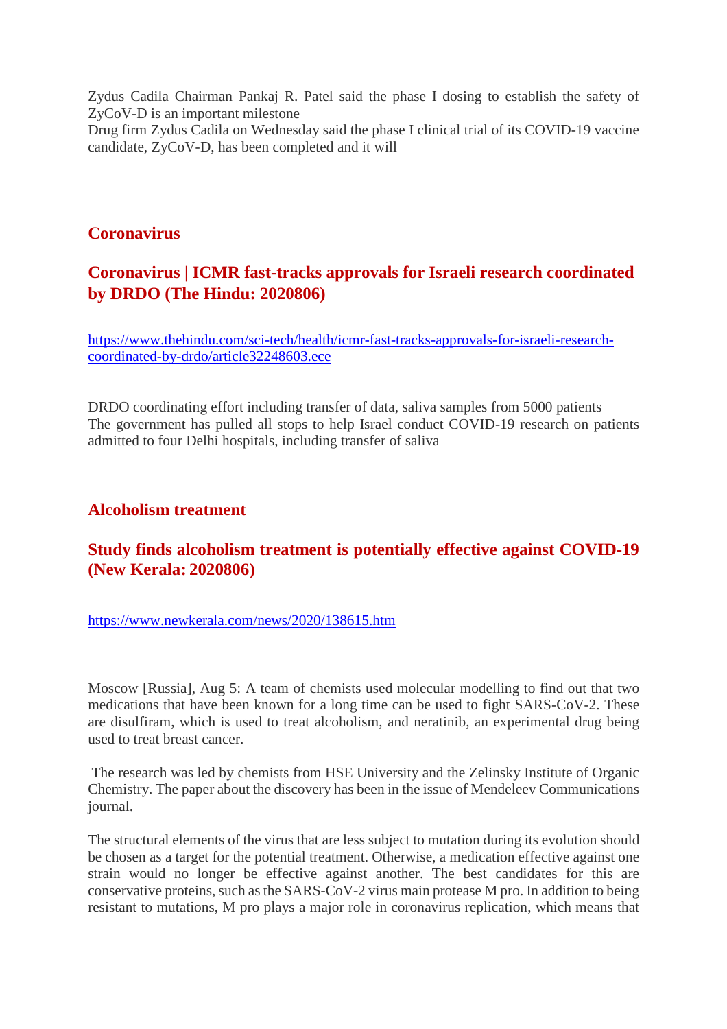Zydus Cadila Chairman Pankaj R. Patel said the phase I dosing to establish the safety of ZyCoV-D is an important milestone
Drug firm Zydus Cadila on Wednesday said the phase I clinical trial of its COVID-19 vaccine candidate, ZyCoV-D, has been completed and it will

## Coronavirus

## Coronavirus | ICMR fast-tracks approvals for Israeli research coordinated by DRDO (The Hindu: 2020806)

https://www.thehindu.com/sci-tech/health/icmr-fast-tracks-approvals-for-israeli-research-coordinated-by-drdo/article32248603.ece

DRDO coordinating effort including transfer of data, saliva samples from 5000 patients
The government has pulled all stops to help Israel conduct COVID-19 research on patients admitted to four Delhi hospitals, including transfer of saliva

## Alcoholism treatment

## Study finds alcoholism treatment is potentially effective against COVID-19 (New Kerala: 2020806)

https://www.newkerala.com/news/2020/138615.htm

Moscow [Russia], Aug 5: A team of chemists used molecular modelling to find out that two medications that have been known for a long time can be used to fight SARS-CoV-2. These are disulfiram, which is used to treat alcoholism, and neratinib, an experimental drug being used to treat breast cancer.

The research was led by chemists from HSE University and the Zelinsky Institute of Organic Chemistry. The paper about the discovery has been in the issue of Mendeleev Communications journal.

The structural elements of the virus that are less subject to mutation during its evolution should be chosen as a target for the potential treatment. Otherwise, a medication effective against one strain would no longer be effective against another. The best candidates for this are conservative proteins, such as the SARS-CoV-2 virus main protease M pro. In addition to being resistant to mutations, M pro plays a major role in coronavirus replication, which means that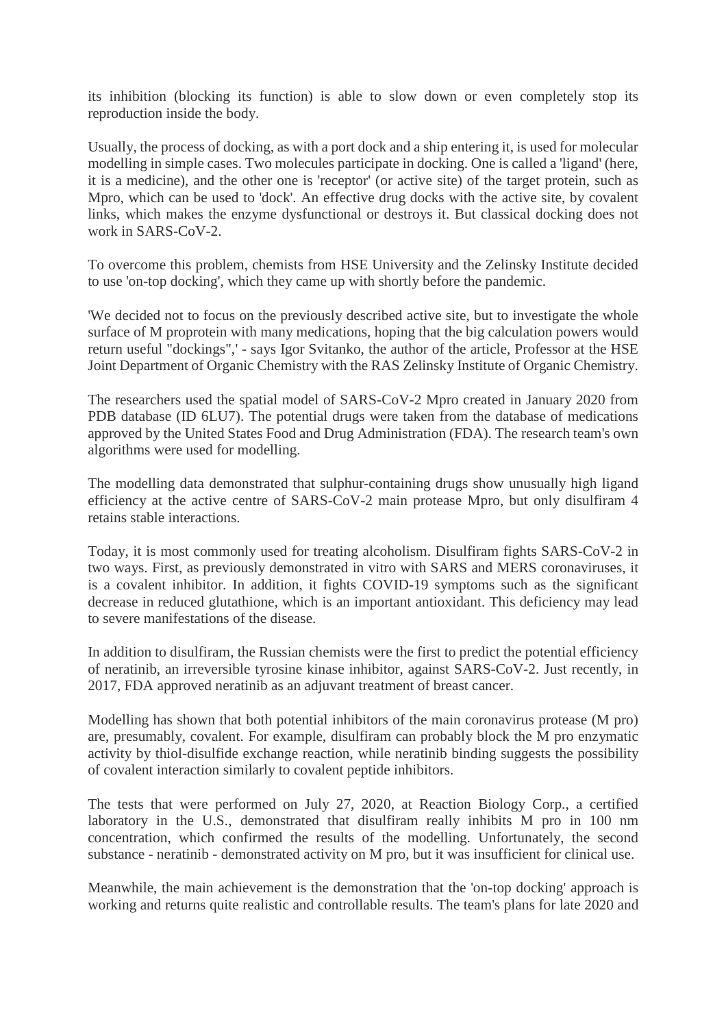its inhibition (blocking its function) is able to slow down or even completely stop its reproduction inside the body.

Usually, the process of docking, as with a port dock and a ship entering it, is used for molecular modelling in simple cases. Two molecules participate in docking. One is called a 'ligand' (here, it is a medicine), and the other one is 'receptor' (or active site) of the target protein, such as Mpro, which can be used to 'dock'. An effective drug docks with the active site, by covalent links, which makes the enzyme dysfunctional or destroys it. But classical docking does not work in SARS-CoV-2.

To overcome this problem, chemists from HSE University and the Zelinsky Institute decided to use 'on-top docking', which they came up with shortly before the pandemic.

'We decided not to focus on the previously described active site, but to investigate the whole surface of M proprotein with many medications, hoping that the big calculation powers would return useful "dockings",' - says Igor Svitanko, the author of the article, Professor at the HSE Joint Department of Organic Chemistry with the RAS Zelinsky Institute of Organic Chemistry.

The researchers used the spatial model of SARS-CoV-2 Mpro created in January 2020 from PDB database (ID 6LU7). The potential drugs were taken from the database of medications approved by the United States Food and Drug Administration (FDA). The research team's own algorithms were used for modelling.

The modelling data demonstrated that sulphur-containing drugs show unusually high ligand efficiency at the active centre of SARS-CoV-2 main protease Mpro, but only disulfiram 4 retains stable interactions.

Today, it is most commonly used for treating alcoholism. Disulfiram fights SARS-CoV-2 in two ways. First, as previously demonstrated in vitro with SARS and MERS coronaviruses, it is a covalent inhibitor. In addition, it fights COVID-19 symptoms such as the significant decrease in reduced glutathione, which is an important antioxidant. This deficiency may lead to severe manifestations of the disease.

In addition to disulfiram, the Russian chemists were the first to predict the potential efficiency of neratinib, an irreversible tyrosine kinase inhibitor, against SARS-CoV-2. Just recently, in 2017, FDA approved neratinib as an adjuvant treatment of breast cancer.

Modelling has shown that both potential inhibitors of the main coronavirus protease (M pro) are, presumably, covalent. For example, disulfiram can probably block the M pro enzymatic activity by thiol-disulfide exchange reaction, while neratinib binding suggests the possibility of covalent interaction similarly to covalent peptide inhibitors.

The tests that were performed on July 27, 2020, at Reaction Biology Corp., a certified laboratory in the U.S., demonstrated that disulfiram really inhibits M pro in 100 nm concentration, which confirmed the results of the modelling. Unfortunately, the second substance - neratinib - demonstrated activity on M pro, but it was insufficient for clinical use.

Meanwhile, the main achievement is the demonstration that the 'on-top docking' approach is working and returns quite realistic and controllable results. The team's plans for late 2020 and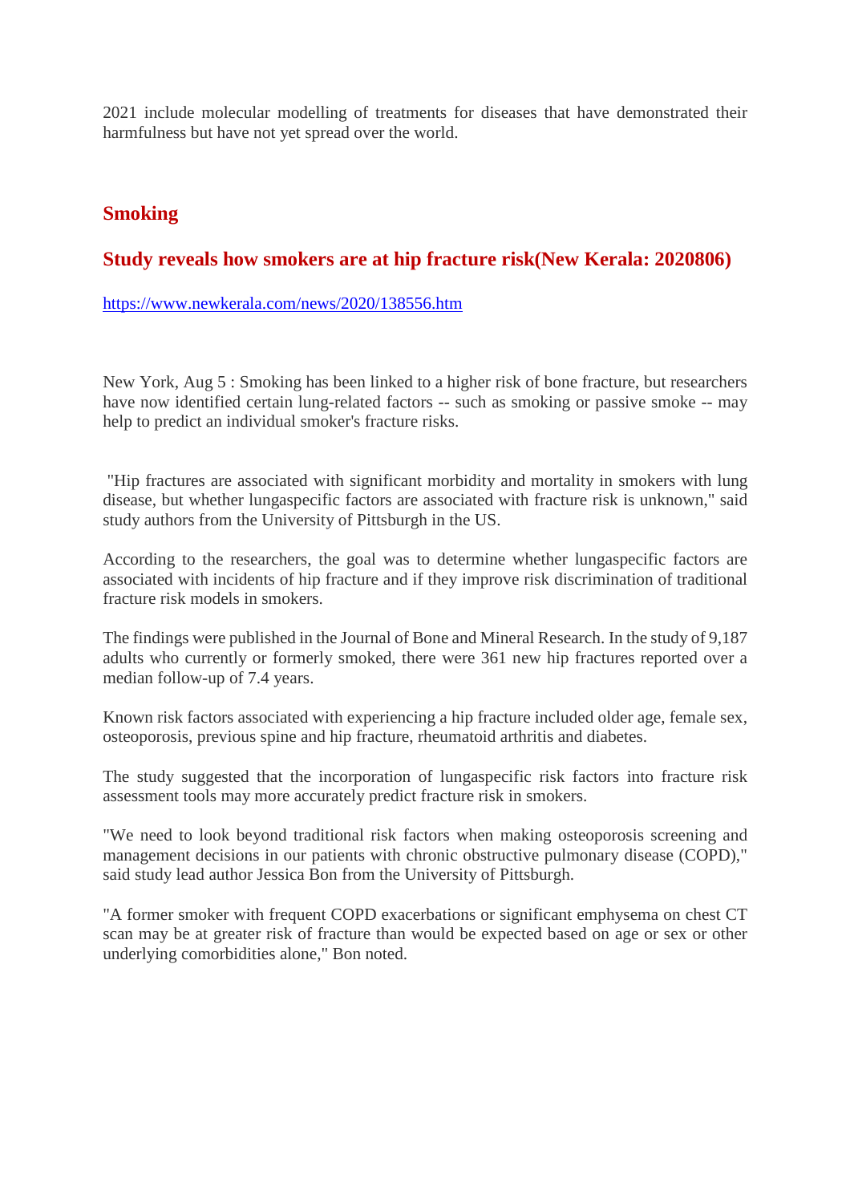2021 include molecular modelling of treatments for diseases that have demonstrated their harmfulness but have not yet spread over the world.

## Smoking

### Study reveals how smokers are at hip fracture risk(New Kerala: 2020806)

https://www.newkerala.com/news/2020/138556.htm

New York, Aug 5 : Smoking has been linked to a higher risk of bone fracture, but researchers have now identified certain lung-related factors -- such as smoking or passive smoke -- may help to predict an individual smoker's fracture risks.

"Hip fractures are associated with significant morbidity and mortality in smokers with lung disease, but whether lungaspecific factors are associated with fracture risk is unknown," said study authors from the University of Pittsburgh in the US.

According to the researchers, the goal was to determine whether lungaspecific factors are associated with incidents of hip fracture and if they improve risk discrimination of traditional fracture risk models in smokers.

The findings were published in the Journal of Bone and Mineral Research. In the study of 9,187 adults who currently or formerly smoked, there were 361 new hip fractures reported over a median follow-up of 7.4 years.

Known risk factors associated with experiencing a hip fracture included older age, female sex, osteoporosis, previous spine and hip fracture, rheumatoid arthritis and diabetes.

The study suggested that the incorporation of lungaspecific risk factors into fracture risk assessment tools may more accurately predict fracture risk in smokers.

"We need to look beyond traditional risk factors when making osteoporosis screening and management decisions in our patients with chronic obstructive pulmonary disease (COPD)," said study lead author Jessica Bon from the University of Pittsburgh.

"A former smoker with frequent COPD exacerbations or significant emphysema on chest CT scan may be at greater risk of fracture than would be expected based on age or sex or other underlying comorbidities alone," Bon noted.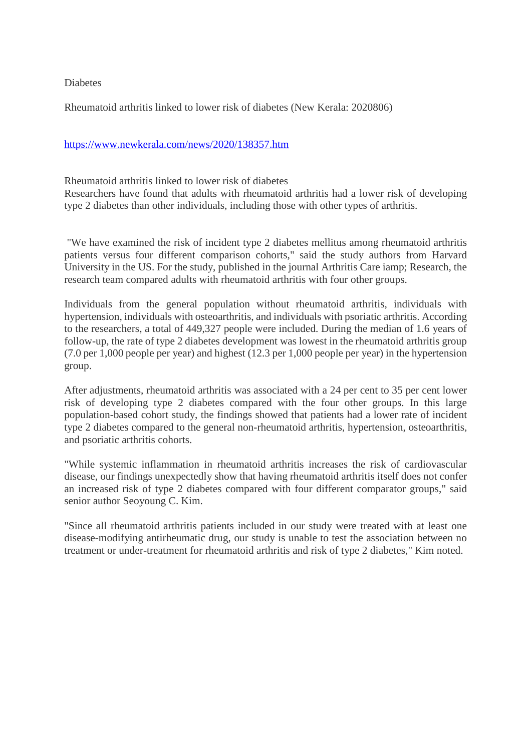Diabetes

Rheumatoid arthritis linked to lower risk of diabetes (New Kerala: 2020806)

https://www.newkerala.com/news/2020/138357.htm

Rheumatoid arthritis linked to lower risk of diabetes

Researchers have found that adults with rheumatoid arthritis had a lower risk of developing type 2 diabetes than other individuals, including those with other types of arthritis.

"We have examined the risk of incident type 2 diabetes mellitus among rheumatoid arthritis patients versus four different comparison cohorts," said the study authors from Harvard University in the US. For the study, published in the journal Arthritis Care iamp; Research, the research team compared adults with rheumatoid arthritis with four other groups.

Individuals from the general population without rheumatoid arthritis, individuals with hypertension, individuals with osteoarthritis, and individuals with psoriatic arthritis. According to the researchers, a total of 449,327 people were included. During the median of 1.6 years of follow-up, the rate of type 2 diabetes development was lowest in the rheumatoid arthritis group (7.0 per 1,000 people per year) and highest (12.3 per 1,000 people per year) in the hypertension group.

After adjustments, rheumatoid arthritis was associated with a 24 per cent to 35 per cent lower risk of developing type 2 diabetes compared with the four other groups. In this large population-based cohort study, the findings showed that patients had a lower rate of incident type 2 diabetes compared to the general non-rheumatoid arthritis, hypertension, osteoarthritis, and psoriatic arthritis cohorts.

"While systemic inflammation in rheumatoid arthritis increases the risk of cardiovascular disease, our findings unexpectedly show that having rheumatoid arthritis itself does not confer an increased risk of type 2 diabetes compared with four different comparator groups," said senior author Seoyoung C. Kim.

"Since all rheumatoid arthritis patients included in our study were treated with at least one disease-modifying antirheumatic drug, our study is unable to test the association between no treatment or under-treatment for rheumatoid arthritis and risk of type 2 diabetes," Kim noted.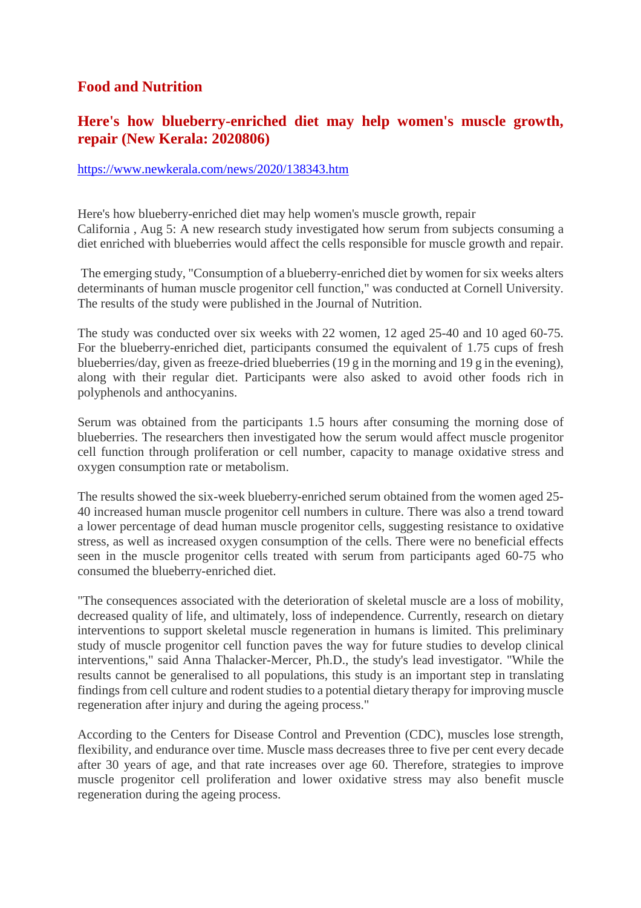## Food and Nutrition

### Here's how blueberry-enriched diet may help women's muscle growth, repair (New Kerala: 2020806)

https://www.newkerala.com/news/2020/138343.htm

Here's how blueberry-enriched diet may help women's muscle growth, repair
California , Aug 5: A new research study investigated how serum from subjects consuming a diet enriched with blueberries would affect the cells responsible for muscle growth and repair.

The emerging study, "Consumption of a blueberry-enriched diet by women for six weeks alters determinants of human muscle progenitor cell function," was conducted at Cornell University. The results of the study were published in the Journal of Nutrition.

The study was conducted over six weeks with 22 women, 12 aged 25-40 and 10 aged 60-75. For the blueberry-enriched diet, participants consumed the equivalent of 1.75 cups of fresh blueberries/day, given as freeze-dried blueberries (19 g in the morning and 19 g in the evening), along with their regular diet. Participants were also asked to avoid other foods rich in polyphenols and anthocyanins.

Serum was obtained from the participants 1.5 hours after consuming the morning dose of blueberries. The researchers then investigated how the serum would affect muscle progenitor cell function through proliferation or cell number, capacity to manage oxidative stress and oxygen consumption rate or metabolism.

The results showed the six-week blueberry-enriched serum obtained from the women aged 25-40 increased human muscle progenitor cell numbers in culture. There was also a trend toward a lower percentage of dead human muscle progenitor cells, suggesting resistance to oxidative stress, as well as increased oxygen consumption of the cells. There were no beneficial effects seen in the muscle progenitor cells treated with serum from participants aged 60-75 who consumed the blueberry-enriched diet.

"The consequences associated with the deterioration of skeletal muscle are a loss of mobility, decreased quality of life, and ultimately, loss of independence. Currently, research on dietary interventions to support skeletal muscle regeneration in humans is limited. This preliminary study of muscle progenitor cell function paves the way for future studies to develop clinical interventions," said Anna Thalacker-Mercer, Ph.D., the study's lead investigator. "While the results cannot be generalised to all populations, this study is an important step in translating findings from cell culture and rodent studies to a potential dietary therapy for improving muscle regeneration after injury and during the ageing process."

According to the Centers for Disease Control and Prevention (CDC), muscles lose strength, flexibility, and endurance over time. Muscle mass decreases three to five per cent every decade after 30 years of age, and that rate increases over age 60. Therefore, strategies to improve muscle progenitor cell proliferation and lower oxidative stress may also benefit muscle regeneration during the ageing process.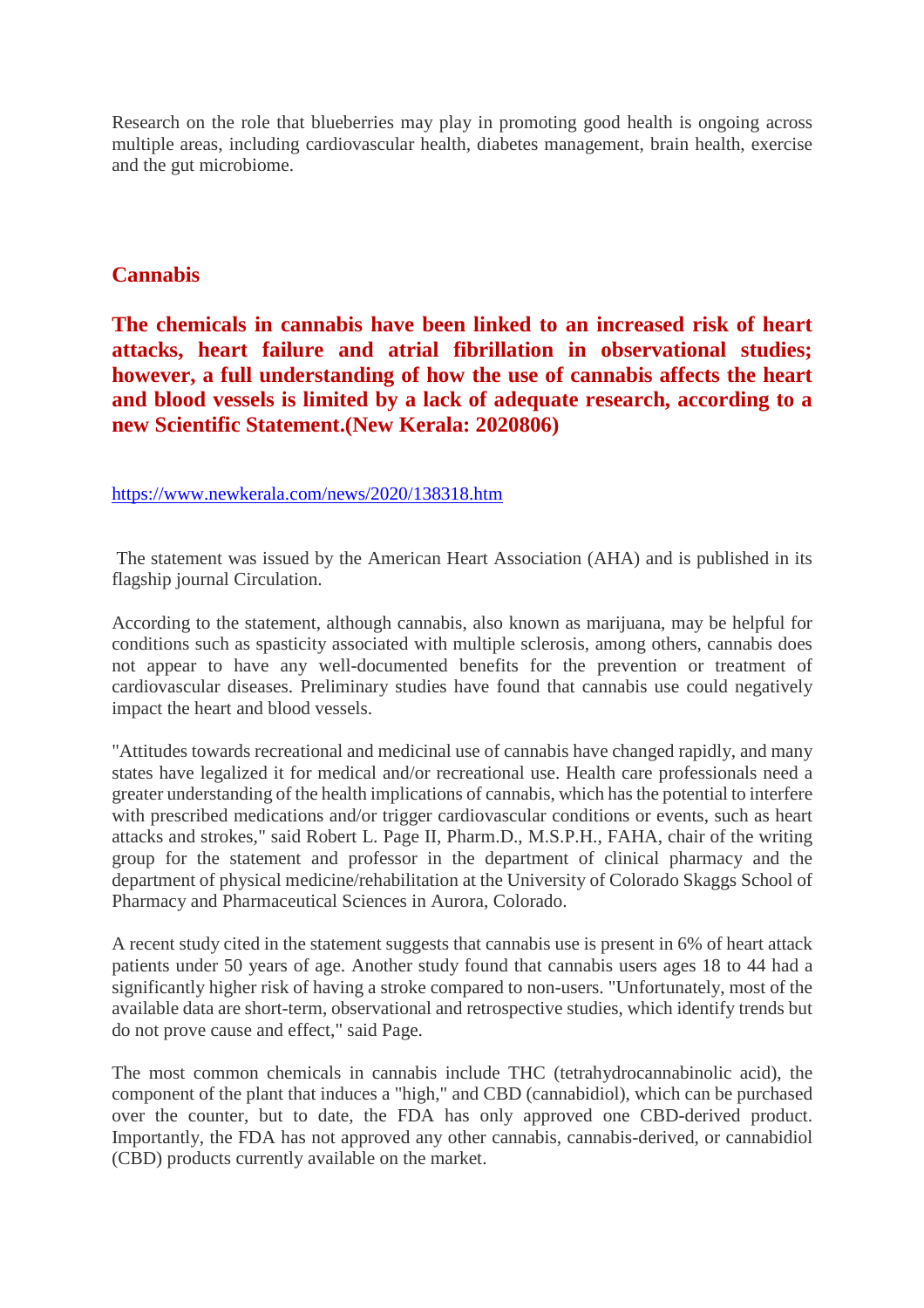Research on the role that blueberries may play in promoting good health is ongoing across multiple areas, including cardiovascular health, diabetes management, brain health, exercise and the gut microbiome.

## Cannabis

### The chemicals in cannabis have been linked to an increased risk of heart attacks, heart failure and atrial fibrillation in observational studies; however, a full understanding of how the use of cannabis affects the heart and blood vessels is limited by a lack of adequate research, according to a new Scientific Statement.(New Kerala: 2020806)

https://www.newkerala.com/news/2020/138318.htm

The statement was issued by the American Heart Association (AHA) and is published in its flagship journal Circulation.

According to the statement, although cannabis, also known as marijuana, may be helpful for conditions such as spasticity associated with multiple sclerosis, among others, cannabis does not appear to have any well-documented benefits for the prevention or treatment of cardiovascular diseases. Preliminary studies have found that cannabis use could negatively impact the heart and blood vessels.

"Attitudes towards recreational and medicinal use of cannabis have changed rapidly, and many states have legalized it for medical and/or recreational use. Health care professionals need a greater understanding of the health implications of cannabis, which has the potential to interfere with prescribed medications and/or trigger cardiovascular conditions or events, such as heart attacks and strokes," said Robert L. Page II, Pharm.D., M.S.P.H., FAHA, chair of the writing group for the statement and professor in the department of clinical pharmacy and the department of physical medicine/rehabilitation at the University of Colorado Skaggs School of Pharmacy and Pharmaceutical Sciences in Aurora, Colorado.

A recent study cited in the statement suggests that cannabis use is present in 6% of heart attack patients under 50 years of age. Another study found that cannabis users ages 18 to 44 had a significantly higher risk of having a stroke compared to non-users. "Unfortunately, most of the available data are short-term, observational and retrospective studies, which identify trends but do not prove cause and effect," said Page.

The most common chemicals in cannabis include THC (tetrahydrocannabinolic acid), the component of the plant that induces a "high," and CBD (cannabidiol), which can be purchased over the counter, but to date, the FDA has only approved one CBD-derived product. Importantly, the FDA has not approved any other cannabis, cannabis-derived, or cannabidiol (CBD) products currently available on the market.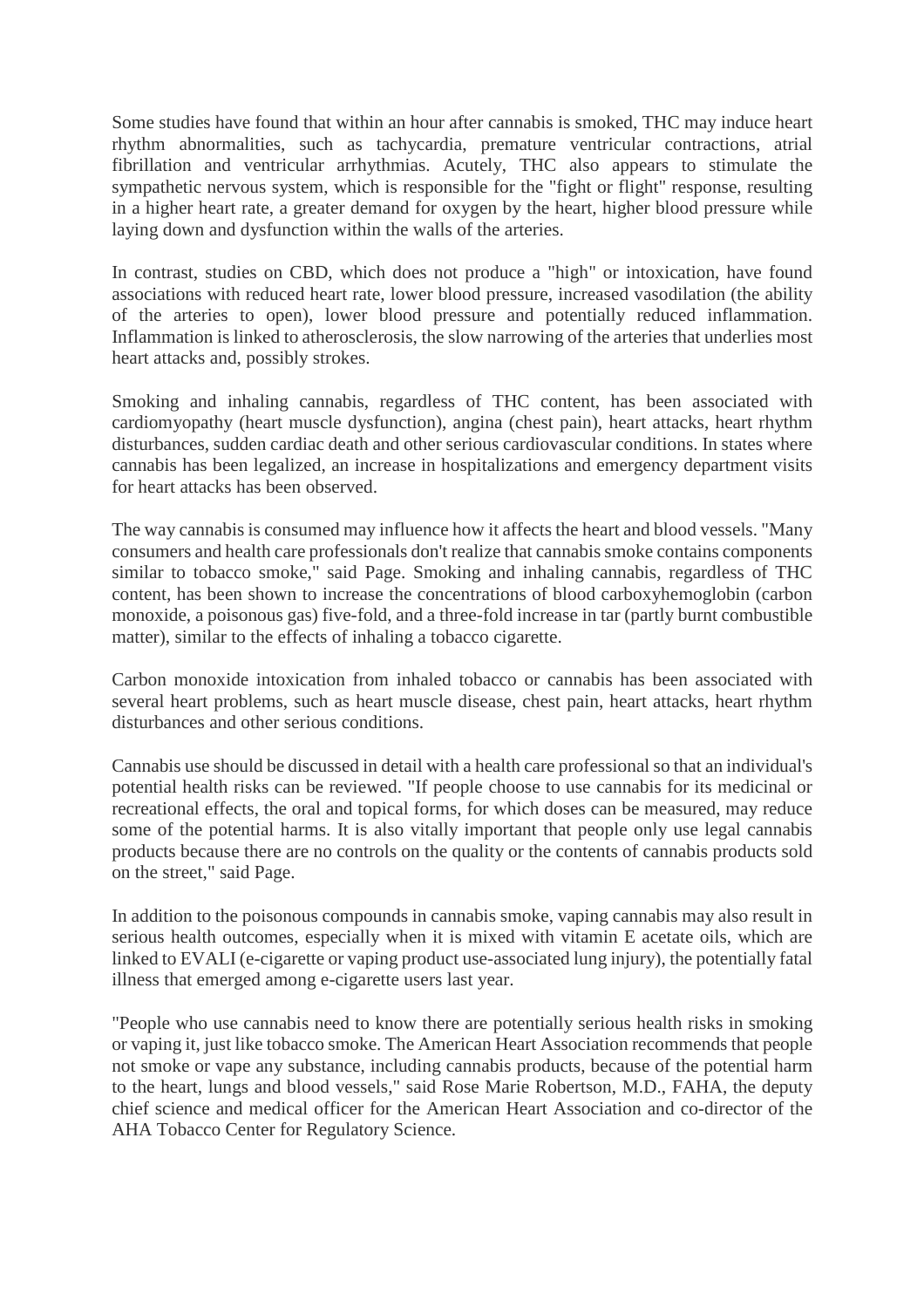Some studies have found that within an hour after cannabis is smoked, THC may induce heart rhythm abnormalities, such as tachycardia, premature ventricular contractions, atrial fibrillation and ventricular arrhythmias. Acutely, THC also appears to stimulate the sympathetic nervous system, which is responsible for the "fight or flight" response, resulting in a higher heart rate, a greater demand for oxygen by the heart, higher blood pressure while laying down and dysfunction within the walls of the arteries.

In contrast, studies on CBD, which does not produce a "high" or intoxication, have found associations with reduced heart rate, lower blood pressure, increased vasodilation (the ability of the arteries to open), lower blood pressure and potentially reduced inflammation. Inflammation is linked to atherosclerosis, the slow narrowing of the arteries that underlies most heart attacks and, possibly strokes.

Smoking and inhaling cannabis, regardless of THC content, has been associated with cardiomyopathy (heart muscle dysfunction), angina (chest pain), heart attacks, heart rhythm disturbances, sudden cardiac death and other serious cardiovascular conditions. In states where cannabis has been legalized, an increase in hospitalizations and emergency department visits for heart attacks has been observed.

The way cannabis is consumed may influence how it affects the heart and blood vessels. "Many consumers and health care professionals don't realize that cannabis smoke contains components similar to tobacco smoke," said Page. Smoking and inhaling cannabis, regardless of THC content, has been shown to increase the concentrations of blood carboxyhemoglobin (carbon monoxide, a poisonous gas) five-fold, and a three-fold increase in tar (partly burnt combustible matter), similar to the effects of inhaling a tobacco cigarette.

Carbon monoxide intoxication from inhaled tobacco or cannabis has been associated with several heart problems, such as heart muscle disease, chest pain, heart attacks, heart rhythm disturbances and other serious conditions.

Cannabis use should be discussed in detail with a health care professional so that an individual's potential health risks can be reviewed. "If people choose to use cannabis for its medicinal or recreational effects, the oral and topical forms, for which doses can be measured, may reduce some of the potential harms. It is also vitally important that people only use legal cannabis products because there are no controls on the quality or the contents of cannabis products sold on the street," said Page.

In addition to the poisonous compounds in cannabis smoke, vaping cannabis may also result in serious health outcomes, especially when it is mixed with vitamin E acetate oils, which are linked to EVALI (e-cigarette or vaping product use-associated lung injury), the potentially fatal illness that emerged among e-cigarette users last year.

"People who use cannabis need to know there are potentially serious health risks in smoking or vaping it, just like tobacco smoke. The American Heart Association recommends that people not smoke or vape any substance, including cannabis products, because of the potential harm to the heart, lungs and blood vessels," said Rose Marie Robertson, M.D., FAHA, the deputy chief science and medical officer for the American Heart Association and co-director of the AHA Tobacco Center for Regulatory Science.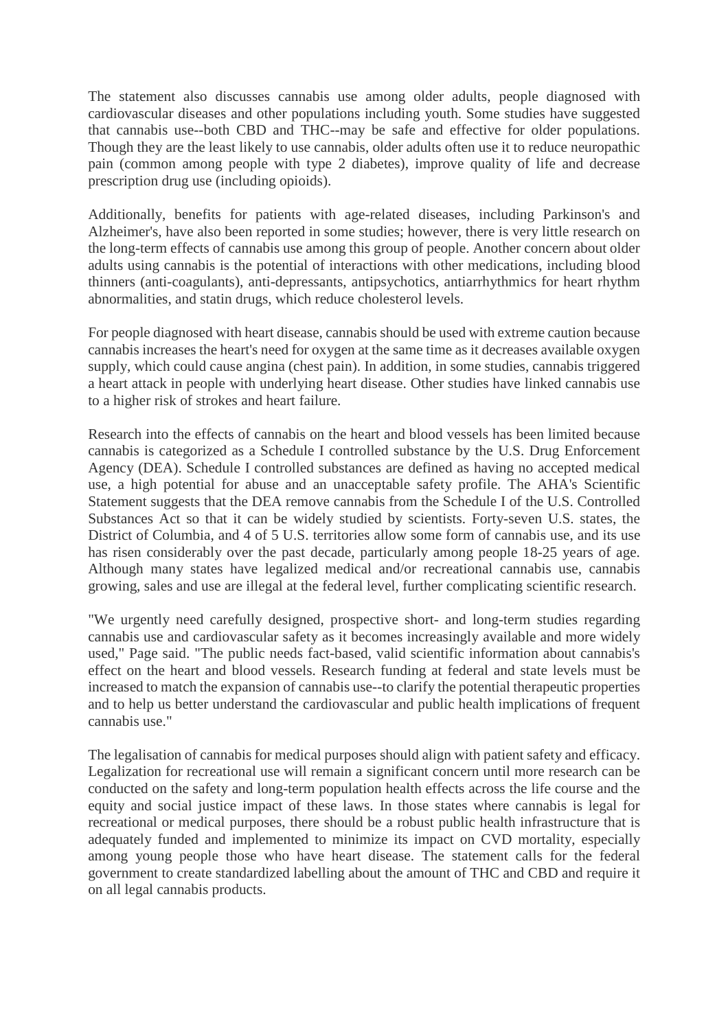The statement also discusses cannabis use among older adults, people diagnosed with cardiovascular diseases and other populations including youth. Some studies have suggested that cannabis use--both CBD and THC--may be safe and effective for older populations. Though they are the least likely to use cannabis, older adults often use it to reduce neuropathic pain (common among people with type 2 diabetes), improve quality of life and decrease prescription drug use (including opioids).

Additionally, benefits for patients with age-related diseases, including Parkinson's and Alzheimer's, have also been reported in some studies; however, there is very little research on the long-term effects of cannabis use among this group of people. Another concern about older adults using cannabis is the potential of interactions with other medications, including blood thinners (anti-coagulants), anti-depressants, antipsychotics, antiarrhythmics for heart rhythm abnormalities, and statin drugs, which reduce cholesterol levels.

For people diagnosed with heart disease, cannabis should be used with extreme caution because cannabis increases the heart's need for oxygen at the same time as it decreases available oxygen supply, which could cause angina (chest pain). In addition, in some studies, cannabis triggered a heart attack in people with underlying heart disease. Other studies have linked cannabis use to a higher risk of strokes and heart failure.

Research into the effects of cannabis on the heart and blood vessels has been limited because cannabis is categorized as a Schedule I controlled substance by the U.S. Drug Enforcement Agency (DEA). Schedule I controlled substances are defined as having no accepted medical use, a high potential for abuse and an unacceptable safety profile. The AHA's Scientific Statement suggests that the DEA remove cannabis from the Schedule I of the U.S. Controlled Substances Act so that it can be widely studied by scientists. Forty-seven U.S. states, the District of Columbia, and 4 of 5 U.S. territories allow some form of cannabis use, and its use has risen considerably over the past decade, particularly among people 18-25 years of age. Although many states have legalized medical and/or recreational cannabis use, cannabis growing, sales and use are illegal at the federal level, further complicating scientific research.

"We urgently need carefully designed, prospective short- and long-term studies regarding cannabis use and cardiovascular safety as it becomes increasingly available and more widely used," Page said. "The public needs fact-based, valid scientific information about cannabis's effect on the heart and blood vessels. Research funding at federal and state levels must be increased to match the expansion of cannabis use--to clarify the potential therapeutic properties and to help us better understand the cardiovascular and public health implications of frequent cannabis use."

The legalisation of cannabis for medical purposes should align with patient safety and efficacy. Legalization for recreational use will remain a significant concern until more research can be conducted on the safety and long-term population health effects across the life course and the equity and social justice impact of these laws. In those states where cannabis is legal for recreational or medical purposes, there should be a robust public health infrastructure that is adequately funded and implemented to minimize its impact on CVD mortality, especially among young people those who have heart disease. The statement calls for the federal government to create standardized labelling about the amount of THC and CBD and require it on all legal cannabis products.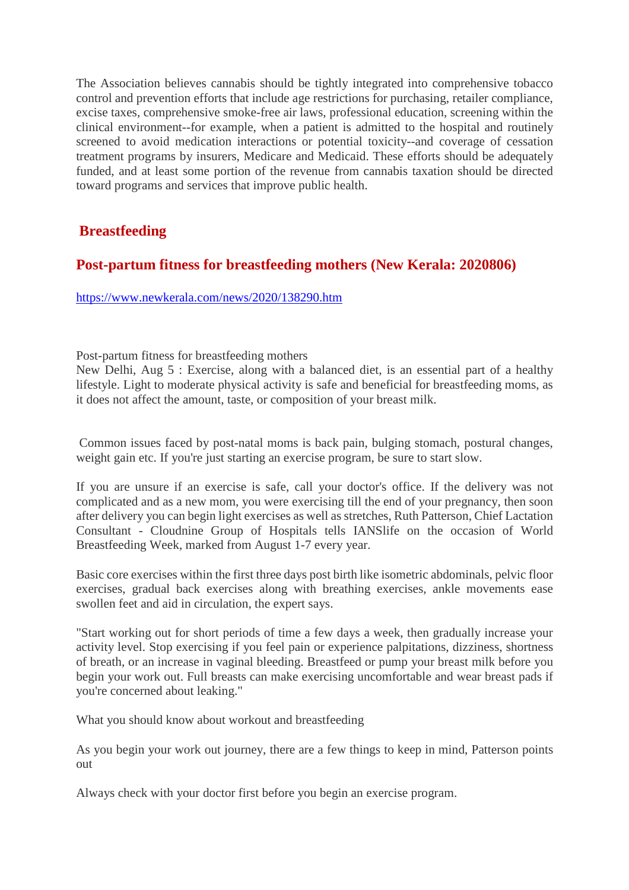The Association believes cannabis should be tightly integrated into comprehensive tobacco control and prevention efforts that include age restrictions for purchasing, retailer compliance, excise taxes, comprehensive smoke-free air laws, professional education, screening within the clinical environment--for example, when a patient is admitted to the hospital and routinely screened to avoid medication interactions or potential toxicity--and coverage of cessation treatment programs by insurers, Medicare and Medicaid. These efforts should be adequately funded, and at least some portion of the revenue from cannabis taxation should be directed toward programs and services that improve public health.

## Breastfeeding

### Post-partum fitness for breastfeeding mothers (New Kerala: 2020806)

https://www.newkerala.com/news/2020/138290.htm

Post-partum fitness for breastfeeding mothers
New Delhi, Aug 5 : Exercise, along with a balanced diet, is an essential part of a healthy lifestyle. Light to moderate physical activity is safe and beneficial for breastfeeding moms, as it does not affect the amount, taste, or composition of your breast milk.

Common issues faced by post-natal moms is back pain, bulging stomach, postural changes, weight gain etc. If you're just starting an exercise program, be sure to start slow.

If you are unsure if an exercise is safe, call your doctor's office. If the delivery was not complicated and as a new mom, you were exercising till the end of your pregnancy, then soon after delivery you can begin light exercises as well as stretches, Ruth Patterson, Chief Lactation Consultant - Cloudnine Group of Hospitals tells IANSlife on the occasion of World Breastfeeding Week, marked from August 1-7 every year.

Basic core exercises within the first three days post birth like isometric abdominals, pelvic floor exercises, gradual back exercises along with breathing exercises, ankle movements ease swollen feet and aid in circulation, the expert says.

"Start working out for short periods of time a few days a week, then gradually increase your activity level. Stop exercising if you feel pain or experience palpitations, dizziness, shortness of breath, or an increase in vaginal bleeding. Breastfeed or pump your breast milk before you begin your work out. Full breasts can make exercising uncomfortable and wear breast pads if you're concerned about leaking."

What you should know about workout and breastfeeding

As you begin your work out journey, there are a few things to keep in mind, Patterson points out

Always check with your doctor first before you begin an exercise program.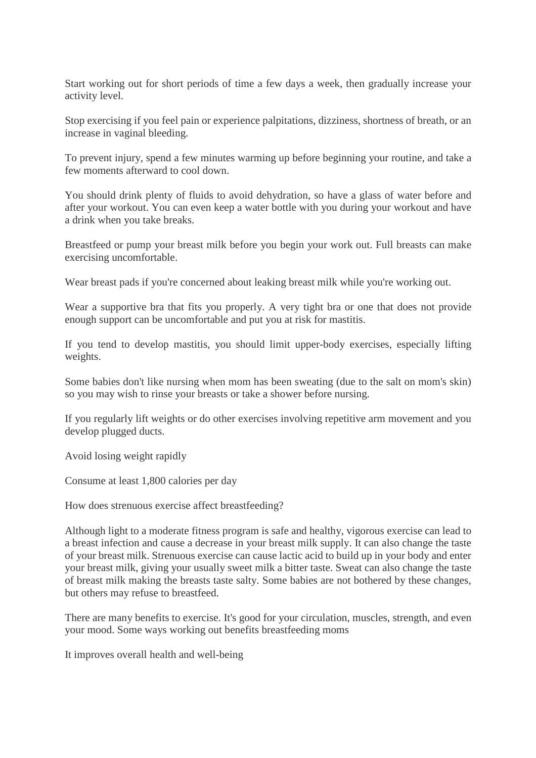Start working out for short periods of time a few days a week, then gradually increase your activity level.

Stop exercising if you feel pain or experience palpitations, dizziness, shortness of breath, or an increase in vaginal bleeding.

To prevent injury, spend a few minutes warming up before beginning your routine, and take a few moments afterward to cool down.

You should drink plenty of fluids to avoid dehydration, so have a glass of water before and after your workout. You can even keep a water bottle with you during your workout and have a drink when you take breaks.

Breastfeed or pump your breast milk before you begin your work out. Full breasts can make exercising uncomfortable.

Wear breast pads if you're concerned about leaking breast milk while you're working out.

Wear a supportive bra that fits you properly. A very tight bra or one that does not provide enough support can be uncomfortable and put you at risk for mastitis.

If you tend to develop mastitis, you should limit upper-body exercises, especially lifting weights.

Some babies don't like nursing when mom has been sweating (due to the salt on mom's skin) so you may wish to rinse your breasts or take a shower before nursing.

If you regularly lift weights or do other exercises involving repetitive arm movement and you develop plugged ducts.

Avoid losing weight rapidly

Consume at least 1,800 calories per day

How does strenuous exercise affect breastfeeding?

Although light to a moderate fitness program is safe and healthy, vigorous exercise can lead to a breast infection and cause a decrease in your breast milk supply. It can also change the taste of your breast milk. Strenuous exercise can cause lactic acid to build up in your body and enter your breast milk, giving your usually sweet milk a bitter taste. Sweat can also change the taste of breast milk making the breasts taste salty. Some babies are not bothered by these changes, but others may refuse to breastfeed.

There are many benefits to exercise. It's good for your circulation, muscles, strength, and even your mood. Some ways working out benefits breastfeeding moms

It improves overall health and well-being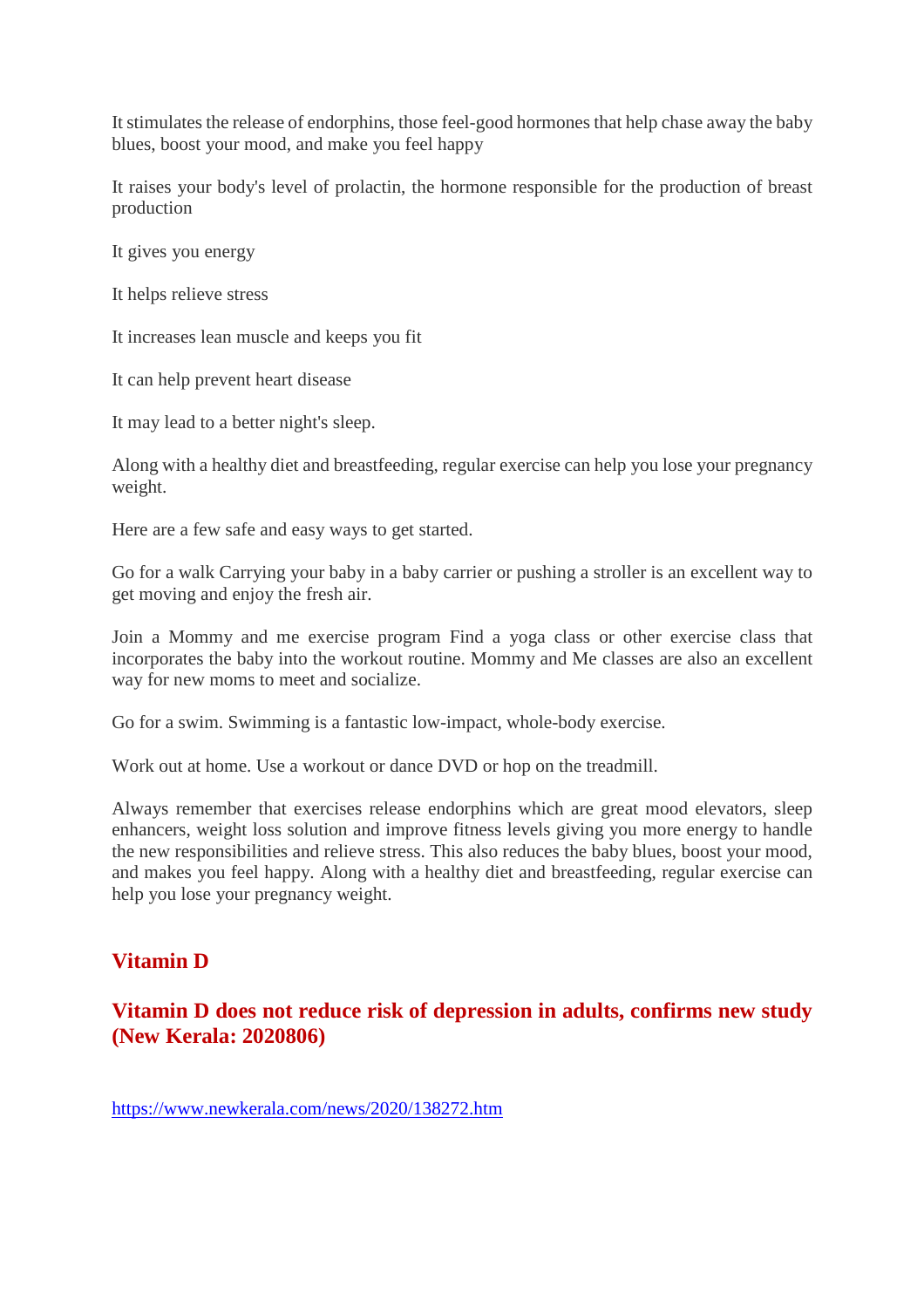It stimulates the release of endorphins, those feel-good hormones that help chase away the baby blues, boost your mood, and make you feel happy

It raises your body's level of prolactin, the hormone responsible for the production of breast production

It gives you energy

It helps relieve stress

It increases lean muscle and keeps you fit

It can help prevent heart disease

It may lead to a better night's sleep.

Along with a healthy diet and breastfeeding, regular exercise can help you lose your pregnancy weight.

Here are a few safe and easy ways to get started.

Go for a walk Carrying your baby in a baby carrier or pushing a stroller is an excellent way to get moving and enjoy the fresh air.

Join a Mommy and me exercise program Find a yoga class or other exercise class that incorporates the baby into the workout routine. Mommy and Me classes are also an excellent way for new moms to meet and socialize.

Go for a swim. Swimming is a fantastic low-impact, whole-body exercise.

Work out at home. Use a workout or dance DVD or hop on the treadmill.

Always remember that exercises release endorphins which are great mood elevators, sleep enhancers, weight loss solution and improve fitness levels giving you more energy to handle the new responsibilities and relieve stress. This also reduces the baby blues, boost your mood, and makes you feel happy. Along with a healthy diet and breastfeeding, regular exercise can help you lose your pregnancy weight.

## Vitamin D

### Vitamin D does not reduce risk of depression in adults, confirms new study (New Kerala: 2020806)

https://www.newkerala.com/news/2020/138272.htm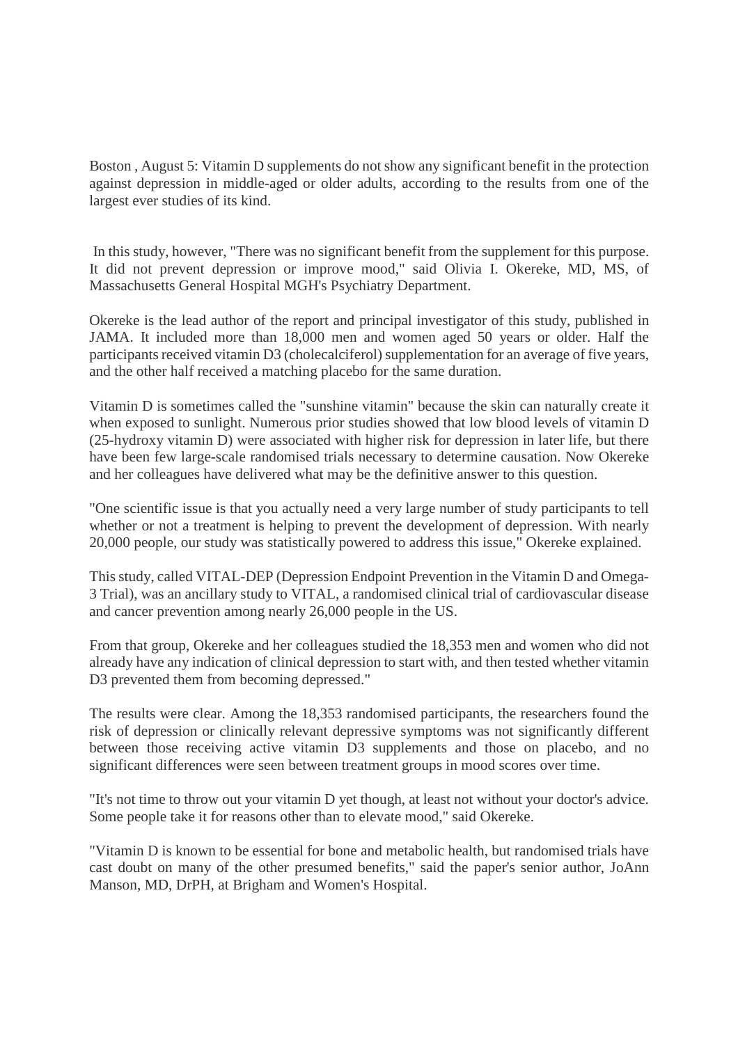Boston , August 5: Vitamin D supplements do not show any significant benefit in the protection against depression in middle-aged or older adults, according to the results from one of the largest ever studies of its kind.

In this study, however, "There was no significant benefit from the supplement for this purpose. It did not prevent depression or improve mood," said Olivia I. Okereke, MD, MS, of Massachusetts General Hospital MGH's Psychiatry Department.

Okereke is the lead author of the report and principal investigator of this study, published in JAMA. It included more than 18,000 men and women aged 50 years or older. Half the participants received vitamin D3 (cholecalciferol) supplementation for an average of five years, and the other half received a matching placebo for the same duration.

Vitamin D is sometimes called the "sunshine vitamin" because the skin can naturally create it when exposed to sunlight. Numerous prior studies showed that low blood levels of vitamin D (25-hydroxy vitamin D) were associated with higher risk for depression in later life, but there have been few large-scale randomised trials necessary to determine causation. Now Okereke and her colleagues have delivered what may be the definitive answer to this question.

"One scientific issue is that you actually need a very large number of study participants to tell whether or not a treatment is helping to prevent the development of depression. With nearly 20,000 people, our study was statistically powered to address this issue," Okereke explained.

This study, called VITAL-DEP (Depression Endpoint Prevention in the Vitamin D and Omega-3 Trial), was an ancillary study to VITAL, a randomised clinical trial of cardiovascular disease and cancer prevention among nearly 26,000 people in the US.

From that group, Okereke and her colleagues studied the 18,353 men and women who did not already have any indication of clinical depression to start with, and then tested whether vitamin D3 prevented them from becoming depressed."

The results were clear. Among the 18,353 randomised participants, the researchers found the risk of depression or clinically relevant depressive symptoms was not significantly different between those receiving active vitamin D3 supplements and those on placebo, and no significant differences were seen between treatment groups in mood scores over time.

"It's not time to throw out your vitamin D yet though, at least not without your doctor's advice. Some people take it for reasons other than to elevate mood," said Okereke.

"Vitamin D is known to be essential for bone and metabolic health, but randomised trials have cast doubt on many of the other presumed benefits," said the paper's senior author, JoAnn Manson, MD, DrPH, at Brigham and Women's Hospital.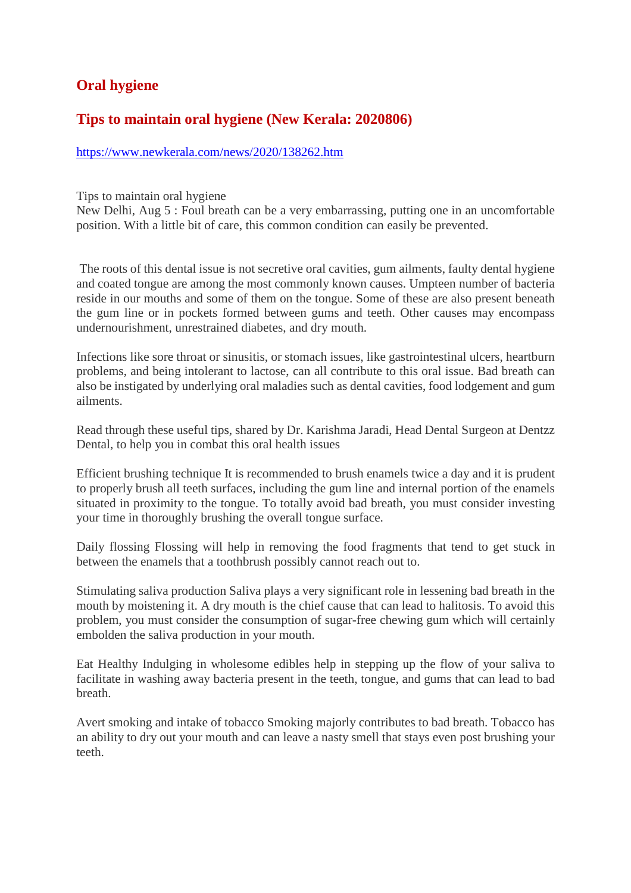## Oral hygiene

### Tips to maintain oral hygiene (New Kerala: 2020806)

https://www.newkerala.com/news/2020/138262.htm

Tips to maintain oral hygiene
New Delhi, Aug 5 : Foul breath can be a very embarrassing, putting one in an uncomfortable position. With a little bit of care, this common condition can easily be prevented.

The roots of this dental issue is not secretive oral cavities, gum ailments, faulty dental hygiene and coated tongue are among the most commonly known causes. Umpteen number of bacteria reside in our mouths and some of them on the tongue. Some of these are also present beneath the gum line or in pockets formed between gums and teeth. Other causes may encompass undernourishment, unrestrained diabetes, and dry mouth.

Infections like sore throat or sinusitis, or stomach issues, like gastrointestinal ulcers, heartburn problems, and being intolerant to lactose, can all contribute to this oral issue. Bad breath can also be instigated by underlying oral maladies such as dental cavities, food lodgement and gum ailments.

Read through these useful tips, shared by Dr. Karishma Jaradi, Head Dental Surgeon at Dentzz Dental, to help you in combat this oral health issues

Efficient brushing technique It is recommended to brush enamels twice a day and it is prudent to properly brush all teeth surfaces, including the gum line and internal portion of the enamels situated in proximity to the tongue. To totally avoid bad breath, you must consider investing your time in thoroughly brushing the overall tongue surface.

Daily flossing Flossing will help in removing the food fragments that tend to get stuck in between the enamels that a toothbrush possibly cannot reach out to.

Stimulating saliva production Saliva plays a very significant role in lessening bad breath in the mouth by moistening it. A dry mouth is the chief cause that can lead to halitosis. To avoid this problem, you must consider the consumption of sugar-free chewing gum which will certainly embolden the saliva production in your mouth.

Eat Healthy Indulging in wholesome edibles help in stepping up the flow of your saliva to facilitate in washing away bacteria present in the teeth, tongue, and gums that can lead to bad breath.

Avert smoking and intake of tobacco Smoking majorly contributes to bad breath. Tobacco has an ability to dry out your mouth and can leave a nasty smell that stays even post brushing your teeth.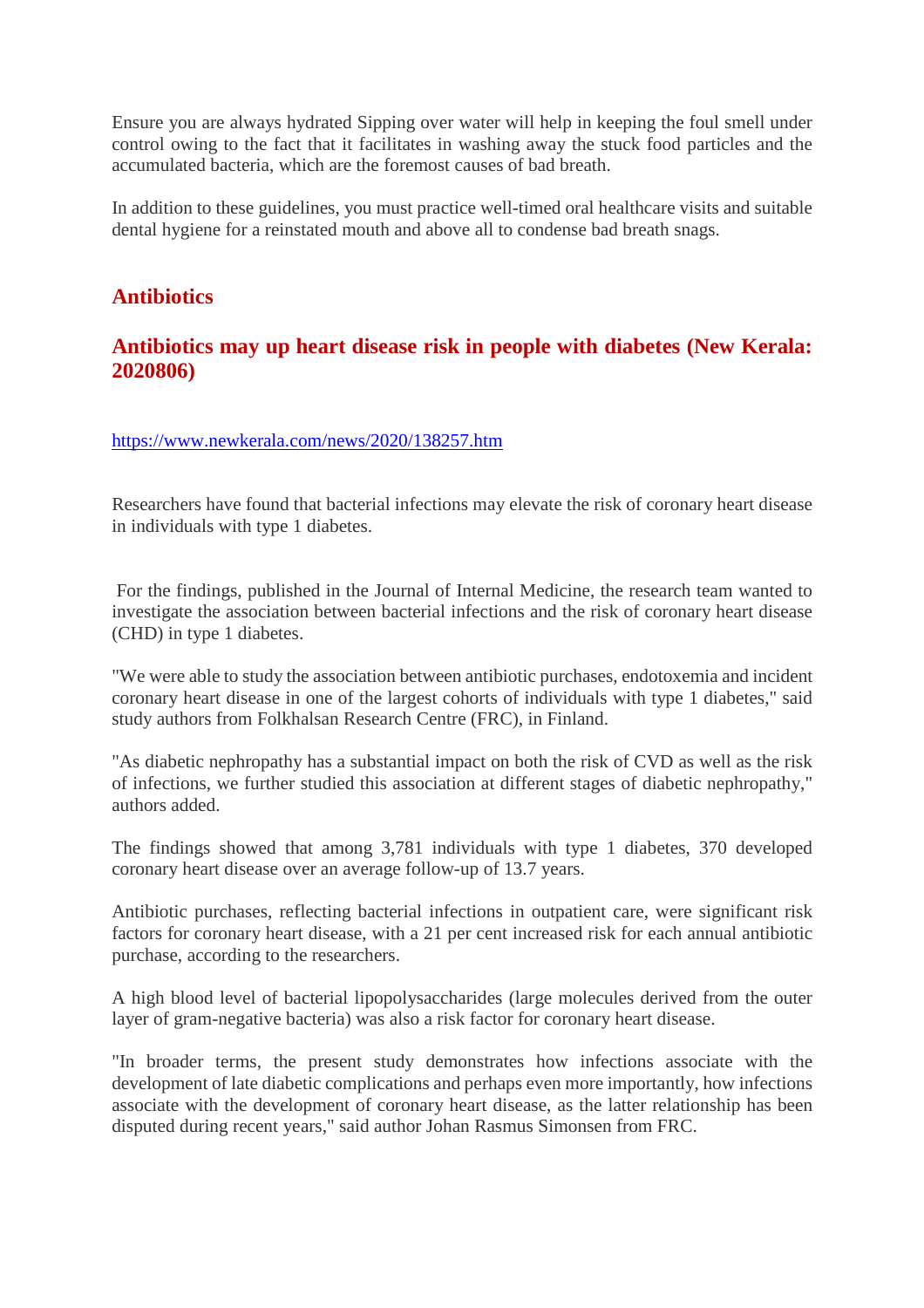Ensure you are always hydrated Sipping over water will help in keeping the foul smell under control owing to the fact that it facilitates in washing away the stuck food particles and the accumulated bacteria, which are the foremost causes of bad breath.

In addition to these guidelines, you must practice well-timed oral healthcare visits and suitable dental hygiene for a reinstated mouth and above all to condense bad breath snags.

## Antibiotics

## Antibiotics may up heart disease risk in people with diabetes (New Kerala: 2020806)

https://www.newkerala.com/news/2020/138257.htm

Researchers have found that bacterial infections may elevate the risk of coronary heart disease in individuals with type 1 diabetes.

For the findings, published in the Journal of Internal Medicine, the research team wanted to investigate the association between bacterial infections and the risk of coronary heart disease (CHD) in type 1 diabetes.

"We were able to study the association between antibiotic purchases, endotoxemia and incident coronary heart disease in one of the largest cohorts of individuals with type 1 diabetes," said study authors from Folkhalsan Research Centre (FRC), in Finland.

"As diabetic nephropathy has a substantial impact on both the risk of CVD as well as the risk of infections, we further studied this association at different stages of diabetic nephropathy," authors added.

The findings showed that among 3,781 individuals with type 1 diabetes, 370 developed coronary heart disease over an average follow-up of 13.7 years.

Antibiotic purchases, reflecting bacterial infections in outpatient care, were significant risk factors for coronary heart disease, with a 21 per cent increased risk for each annual antibiotic purchase, according to the researchers.

A high blood level of bacterial lipopolysaccharides (large molecules derived from the outer layer of gram-negative bacteria) was also a risk factor for coronary heart disease.

"In broader terms, the present study demonstrates how infections associate with the development of late diabetic complications and perhaps even more importantly, how infections associate with the development of coronary heart disease, as the latter relationship has been disputed during recent years," said author Johan Rasmus Simonsen from FRC.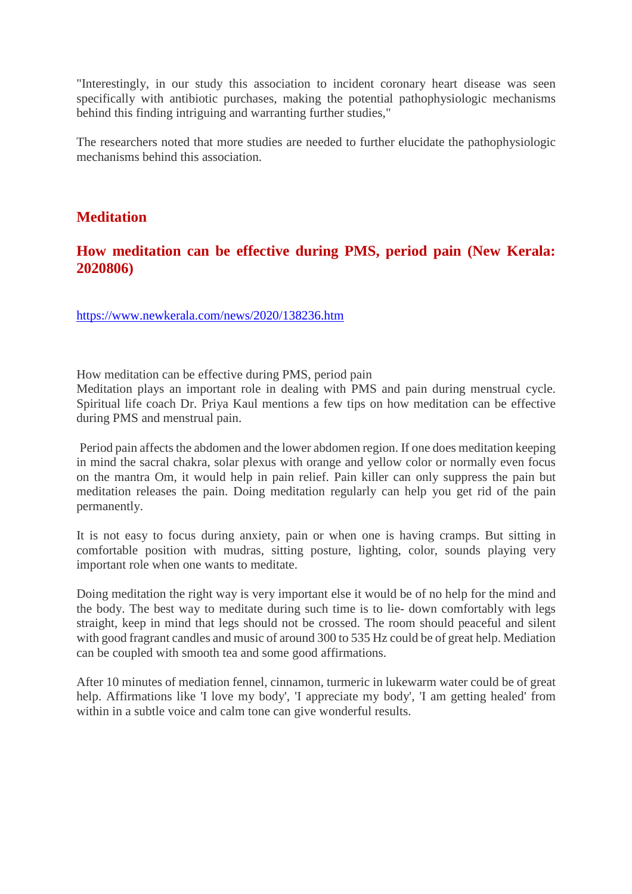"Interestingly, in our study this association to incident coronary heart disease was seen specifically with antibiotic purchases, making the potential pathophysiologic mechanisms behind this finding intriguing and warranting further studies,"

The researchers noted that more studies are needed to further elucidate the pathophysiologic mechanisms behind this association.

## Meditation

## How meditation can be effective during PMS, period pain (New Kerala: 2020806)

https://www.newkerala.com/news/2020/138236.htm

How meditation can be effective during PMS, period pain
Meditation plays an important role in dealing with PMS and pain during menstrual cycle. Spiritual life coach Dr. Priya Kaul mentions a few tips on how meditation can be effective during PMS and menstrual pain.

Period pain affects the abdomen and the lower abdomen region. If one does meditation keeping in mind the sacral chakra, solar plexus with orange and yellow color or normally even focus on the mantra Om, it would help in pain relief. Pain killer can only suppress the pain but meditation releases the pain. Doing meditation regularly can help you get rid of the pain permanently.

It is not easy to focus during anxiety, pain or when one is having cramps. But sitting in comfortable position with mudras, sitting posture, lighting, color, sounds playing very important role when one wants to meditate.

Doing meditation the right way is very important else it would be of no help for the mind and the body. The best way to meditate during such time is to lie- down comfortably with legs straight, keep in mind that legs should not be crossed. The room should peaceful and silent with good fragrant candles and music of around 300 to 535 Hz could be of great help. Mediation can be coupled with smooth tea and some good affirmations.

After 10 minutes of mediation fennel, cinnamon, turmeric in lukewarm water could be of great help. Affirmations like 'I love my body', 'I appreciate my body', 'I am getting healed' from within in a subtle voice and calm tone can give wonderful results.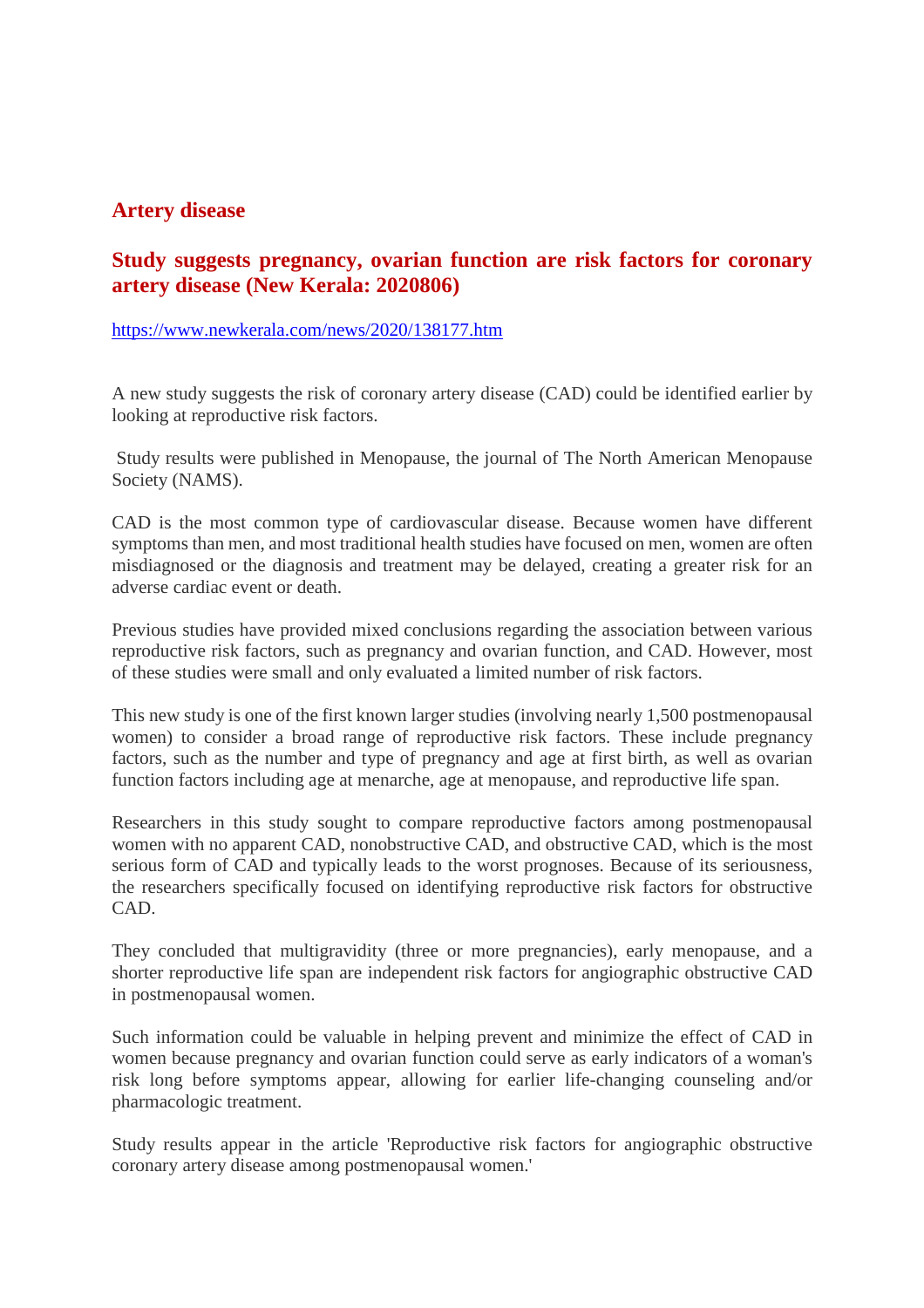## Artery disease

### Study suggests pregnancy, ovarian function are risk factors for coronary artery disease (New Kerala: 2020806)

https://www.newkerala.com/news/2020/138177.htm

A new study suggests the risk of coronary artery disease (CAD) could be identified earlier by looking at reproductive risk factors.

Study results were published in Menopause, the journal of The North American Menopause Society (NAMS).

CAD is the most common type of cardiovascular disease. Because women have different symptoms than men, and most traditional health studies have focused on men, women are often misdiagnosed or the diagnosis and treatment may be delayed, creating a greater risk for an adverse cardiac event or death.

Previous studies have provided mixed conclusions regarding the association between various reproductive risk factors, such as pregnancy and ovarian function, and CAD. However, most of these studies were small and only evaluated a limited number of risk factors.

This new study is one of the first known larger studies (involving nearly 1,500 postmenopausal women) to consider a broad range of reproductive risk factors. These include pregnancy factors, such as the number and type of pregnancy and age at first birth, as well as ovarian function factors including age at menarche, age at menopause, and reproductive life span.

Researchers in this study sought to compare reproductive factors among postmenopausal women with no apparent CAD, nonobstructive CAD, and obstructive CAD, which is the most serious form of CAD and typically leads to the worst prognoses. Because of its seriousness, the researchers specifically focused on identifying reproductive risk factors for obstructive CAD.

They concluded that multigravidity (three or more pregnancies), early menopause, and a shorter reproductive life span are independent risk factors for angiographic obstructive CAD in postmenopausal women.

Such information could be valuable in helping prevent and minimize the effect of CAD in women because pregnancy and ovarian function could serve as early indicators of a woman's risk long before symptoms appear, allowing for earlier life-changing counseling and/or pharmacologic treatment.

Study results appear in the article 'Reproductive risk factors for angiographic obstructive coronary artery disease among postmenopausal women.'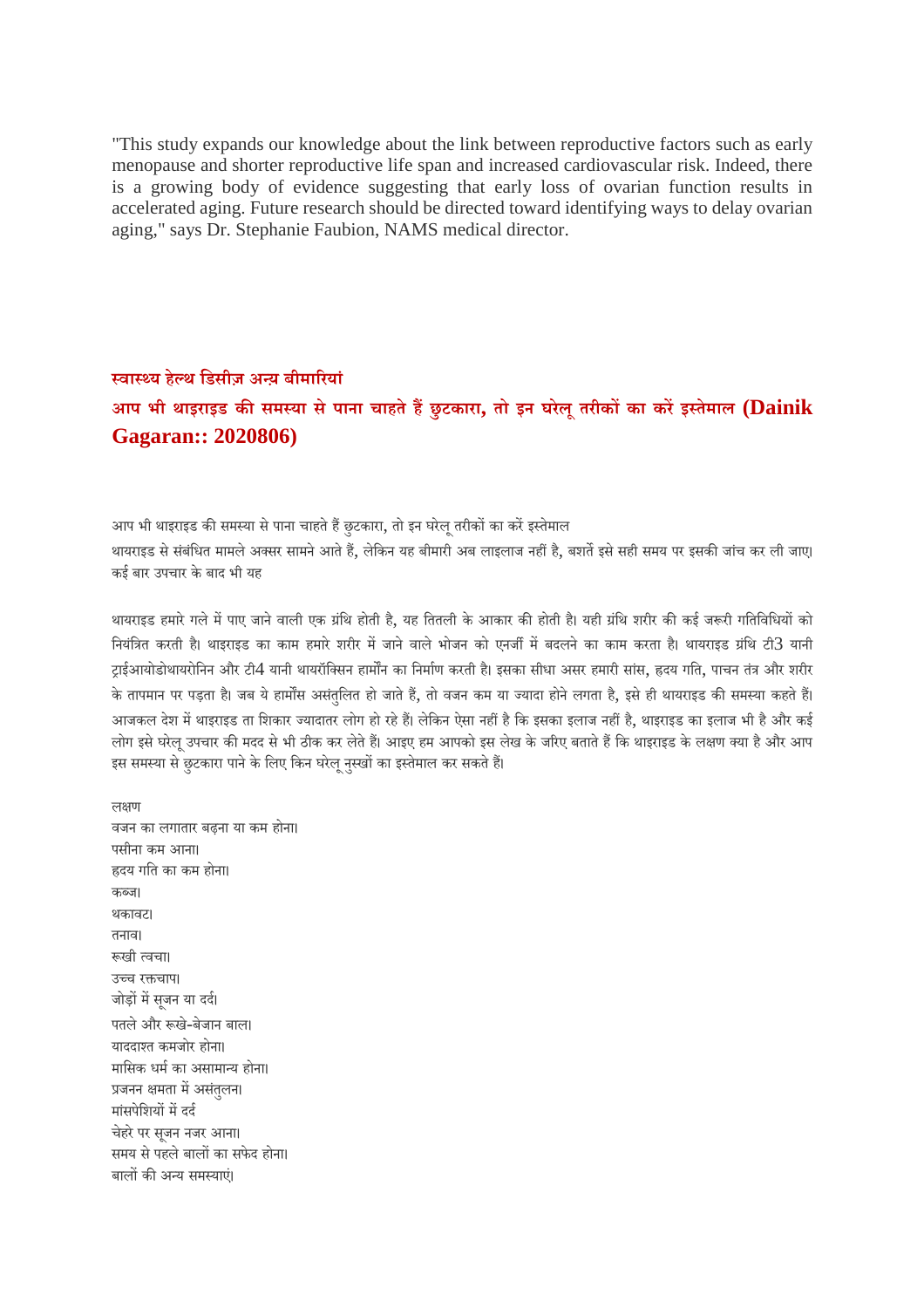"This study expands our knowledge about the link between reproductive factors such as early menopause and shorter reproductive life span and increased cardiovascular risk. Indeed, there is a growing body of evidence suggesting that early loss of ovarian function results in accelerated aging. Future research should be directed toward identifying ways to delay ovarian aging," says Dr. Stephanie Faubion, NAMS medical director.

**स्वास्थ्य हेल्थ डिसीज़ अन्य बीमारियां**

## आप भी थाइराइड की समस्या से पाना चाहते हैं छुटकारा, तो इन घरेलू तरीकों का करें इस्तेमाल (Dainik Gagaran:: 2020806)

आप भी थाइराइड की समस्या से पाना चाहते हैं छुटकारा, तो इन घरेलू तरीकों का करें इस्तेमाल
थायराइड से संबंधित मामले अक्सर सामने आते हैं, लेकिन यह बीमारी अब लाइलाज नहीं है, बशर्ते इसे सही समय पर इसकी जांच कर ली जाए। कई बार उपचार के बाद भी यह

थायराइड हमारे गले में पाए जाने वाली एक ग्रंथि होती है, यह तितली के आकार की होती है। यही ग्रंथि शरीर की कई जरूरी गतिविधियों को नियंत्रित करती है। थाइराइड का काम हमारे शरीर में जाने वाले भोजन को एनर्जी में बदलने का काम करता है। थायराइड ग्रंथि टी3 यानी ट्राईआयोडोथायरोनिन और टी4 यानी थायरॉक्सिन हार्मोन का निर्माण करती है। इसका सीधा असर हमारी सांस, हृदय गति, पाचन तंत्र और शरीर के तापमान पर पड़ता है। जब ये हार्मोस असंतुलित हो जाते हैं, तो वजन कम या ज्यादा होने लगता है, इसे ही थायराइड की समस्या कहते हैं। आजकल देश में थाइराइड ता शिकार ज्यादातर लोग हो रहे हैं। लेकिन ऐसा नहीं है कि इसका इलाज नहीं है, थाइराइड का इलाज भी है और कई लोग इसे घरेलू उपचार की मदद से भी ठीक कर लेते हैं। आइए हम आपको इस लेख के जरिए बताते हैं कि थाइराइड के लक्षण क्या है और आप इस समस्या से छुटकारा पाने के लिए किन घरेलू नुस्खों का इस्तेमाल कर सकते हैं।

लक्षण
वजन का लगातार बढ़ना या कम होना।
पसीना कम आना।
हृदय गति का कम होना।
कब्ज।
थकावट।
तनाव।
रूखी त्वचा।
उच्च रक्तचाप।
जोड़ों में सूजन या दर्द।
पतले और रूखे-बेजान बाल।
याददाश्त कमजोर होना।
मासिक धर्म का असामान्य होना।
प्रजनन क्षमता में असंतुलन।
मांसपेशियों में दर्द
चेहरे पर सूजन नजर आना।
समय से पहले बालों का सफेद होना।
बालों की अन्य समस्याएं।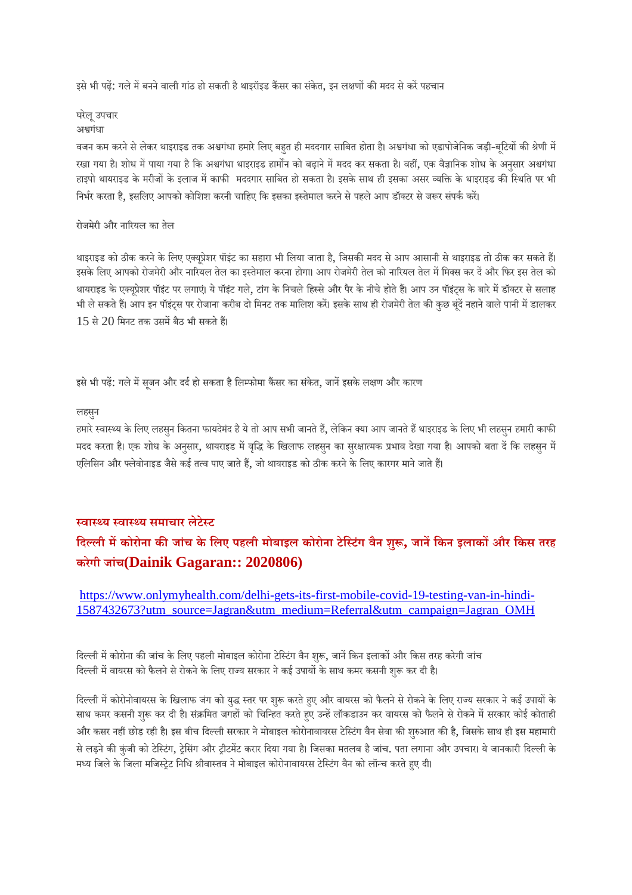इसे भी पढ़ें: गले में बनने वाली गांठ हो सकती है थाइरॉइड कैंसर का संकेत, इन लक्षणों की मदद से करें पहचान

घरेलू उपचार

अश्वगंधा

वजन कम करने से लेकर थाइराइड तक अश्वगंधा हमारे लिए बहुत ही मददगार साबित होता है। अश्वगंधा को एडापोजेनिक जड़ी-बूटियों की श्रेणी में रखा गया है। शोध में पाया गया है कि अश्वगंधा थाइराइड हार्मोन को बढ़ाने में मदद कर सकता है। वहीं, एक वैज्ञानिक शोध के अनुसार अश्वगंधा हाइपो थायराइड के मरीजों के इलाज में काफी मददगार साबित हो सकता है। इसके साथ ही इसका असर व्यक्ति के थाइराइड की स्थिति पर भी निर्भर करता है, इसलिए आपको कोशिश करनी चाहिए कि इसका इस्तेमाल करने से पहले आप डॉक्टर से जरूर संपर्क करें।

रोजमेरी और नारियल का तेल

थाइराइड को ठीक करने के लिए एक्यूप्रेशर पॉइंट का सहारा भी लिया जाता है, जिसकी मदद से आप आसानी से थाइराइड तो ठीक कर सकते हैं। इसके लिए आपको रोजमेरी और नारियल तेल का इस्तेमाल करना होगा। आप रोजमेरी तेल को नारियल तेल में मिक्स कर दें और फिर इस तेल को थायराइड के एक्यूप्रेशर पॉइंट पर लगाएं। ये पॉइंट गले, टांग के निचले हिस्से और पैर के नीचे होते हैं। आप उन पॉइंट्स के बारे में डॉक्टर से सलाह भी ले सकते हैं। आप इन पॉइंट्स पर रोजाना करीब दो मिनट तक मालिश करें। इसके साथ ही रोजमेरी तेल की कुछ बूंदें नहाने वाले पानी में डालकर 15 से 20 मिनट तक उसमें बैठ भी सकते हैं।

इसे भी पढ़ें: गले में सूजन और दर्द हो सकता है लिम्फोमा कैंसर का संकेत, जानें इसके लक्षण और कारण

लहसुन

हमारे स्वास्थ्य के लिए लहसुन कितना फायदेमंद है ये तो आप सभी जानते हैं, लेकिन क्या आप जानते हैं थाइराइड के लिए भी लहसुन हमारी काफी मदद करता है। एक शोध के अनुसार, थायराइड में वृद्धि के खिलाफ लहसुन का सुरक्षात्मक प्रभाव देखा गया है। आपको बता दें कि लहसुन में एलिसिन और फ्लेवोनाइड जैसे कई तत्व पाए जाते हैं, जो थायराइड को ठीक करने के लिए कारगर माने जाते हैं।

**स्वास्थ्य स्वास्थ्य समाचार लेटेस्ट**

## दिल्ली में कोरोना की जांच के लिए पहली मोबाइल कोरोना टेस्टिंग वैन शुरू, जानें किन इलाकों और किस तरह करेगी जांच(Dainik Gagaran:: 2020806)

https://www.onlymyhealth.com/delhi-gets-its-first-mobile-covid-19-testing-van-in-hindi-1587432673?utm_source=Jagran&utm_medium=Referral&utm_campaign=Jagran_OMH

दिल्ली में कोरोना की जांच के लिए पहली मोबाइल कोरोना टेस्टिंग वैन शुरू, जानें किन इलाकों और किस तरह करेगी जांच
दिल्ली में वायरस को फैलने से रोकने के लिए राज्य सरकार ने कई उपायों के साथ कमर कसनी शुरू कर दी है।

दिल्ली में कोरोनोवायरस के खिलाफ जंग को युद्ध स्तर पर शुरू करते हुए और वायरस को फैलने से रोकने के लिए राज्य सरकार ने कई उपायों के साथ कमर कसनी शुरू कर दी है। संक्रमित जगहों को चिन्हित करते हुए उन्हें लॉकडाउन कर वायरस को फैलने से रोकने में सरकार कोई कोताही और कसर नहीं छोड़ रही है। इस बीच दिल्ली सरकार ने मोबाइल कोरोनावायरस टेस्टिंग वैन सेवा की शुरुआत की है, जिसके साथ ही इस महामारी से लड़ने की कुंजी को टेस्टिंग, ट्रेसिंग और ट्रीटमेंट करार दिया गया है। जिसका मतलब है जांच. पता लगाना और उपचार। ये जानकारी दिल्ली के मध्य जिले के जिला मजिस्ट्रेट निधि श्रीवास्तव ने मोबाइल कोरोनावायरस टेस्टिंग वैन को लॉन्च करते हुए दी।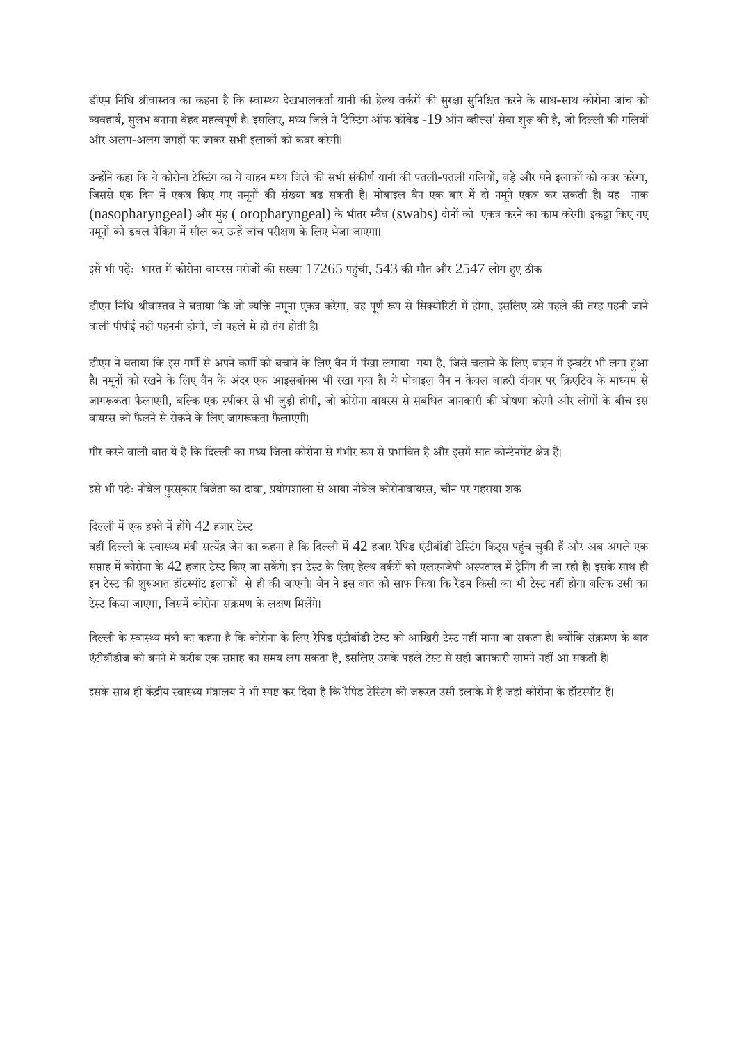डीएम निधि श्रीवास्तव का कहना है कि स्वास्थ्य देखभालकर्ता यानी की हेल्थ वर्करों की सुरक्षा सुनिश्चित करने के साथ-साथ कोरोना जांच को व्यवहार्य, सुलभ बनाना बेहद महत्वपूर्ण है। इसलिए, मध्य जिले ने 'टेस्टिंग ऑफ कॉवेड -19 ऑन व्हील्स' सेवा शुरू की है, जो दिल्ली की गलियों और अलग-अलग जगहों पर जाकर सभी इलाकों को कवर करेगी।

उन्होंने कहा कि ये कोरोना टेस्टिंग का ये वाहन मध्य जिले की सभी संकीर्ण यानी की पतली-पतली गलियों, बड़े और घने इलाकों को कवर करेगा, जिससे एक दिन में एकत्र किए गए नमूनों की संख्या बढ़ सकती है। मोबाइल वैन एक बार में दो नमूने एकत्र कर सकती है। यह नाक (nasopharyngeal) और मुंह ( oropharyngeal) के भीतर स्वैब (swabs) दोनों को एकत्र करने का काम करेगी। इकट्ठा किए गए नमूनों को डबल पैकिंग में सील कर उन्हें जांच परीक्षण के लिए भेजा जाएगा।

इसे भी पढ़ें: भारत में कोरोना वायरस मरीजों की संख्या 17265 पहुंची, 543 की मौत और 2547 लोग हुए ठीक

डीएम निधि श्रीवास्तव ने बताया कि जो व्यक्ति नमूना एकत्र करेगा, वह पूर्ण रूप से सिक्योरिटी में होगा, इसलिए उसे पहले की तरह पहनी जाने वाली पीपीई नहीं पहननी होगी, जो पहले से ही तंग होती है।

डीएम ने बताया कि इस गर्मी से अपने कर्मी को बचाने के लिए वैन में पंखा लगाया गया है, जिसे चलाने के लिए वाहन में इन्वर्टर भी लगा हुआ है। नमूनों को रखने के लिए वैन के अंदर एक आइसबॉक्स भी रखा गया है। ये मोबाइल वैन न केवल बाहरी दीवार पर क्रिएटिव के माध्यम से जागरूकता फैलाएगी, बल्कि एक स्पीकर से भी जुड़ी होगी, जो कोरोना वायरस से संबंधित जानकारी की घोषणा करेगी और लोगों के बीच इस वायरस को फैलने से रोकने के लिए जागरूकता फैलाएगी।

गौर करने वाली बात ये है कि दिल्ली का मध्य जिला कोरोना से गंभीर रूप से प्रभावित है और इसमें सात कोन्टेनमेंट क्षेत्र हैं।

इसे भी पढ़ें: नोबेल पुरस्कार विजेता का दावा, प्रयोगशाला से आया नोवेल कोरोनावायरस, चीन पर गहराया शक

दिल्ली में एक हफ्ते में होंगे 42 हजार टेस्ट

वहीं दिल्ली के स्वास्थ्य मंत्री सत्येंद्र जैन का कहना है कि दिल्ली में 42 हजार रैपिड एंटीबॉडी टेस्टिंग किट्स पहुंच चुकी हैं और अब अगले एक सप्ताह में कोरोना के 42 हजार टेस्ट किए जा सकेंगे। इन टेस्ट के लिए हेल्थ वर्करों को एलएनजेपी अस्पताल में ट्रेनिंग दी जा रही है। इसके साथ ही इन टेस्ट की शुरुआत हॉटस्पॉट इलाकों से ही की जाएगी। जैन ने इस बात को साफ किया कि रैंडम किसी का भी टेस्ट नहीं होगा बल्कि उसी का टेस्ट किया जाएगा, जिसमें कोरोना संक्रमण के लक्षण मिलेंगे।

दिल्ली के स्वास्थ्य मंत्री का कहना है कि कोरोना के लिए रैपिड एंटीबॉडी टेस्ट को आखिरी टेस्ट नहीं माना जा सकता है। क्योंकि संक्रमण के बाद एंटीबॉडीज को बनने में करीब एक सप्ताह का समय लग सकता है, इसलिए उसके पहले टेस्ट से सही जानकारी सामने नहीं आ सकती है।

इसके साथ ही केंद्रीय स्वास्थ्य मंत्रालय ने भी स्पष्ट कर दिया है कि रैपिड टेस्टिंग की जरूरत उसी इलाके में है जहां कोरोना के हॉटस्पॉट हैं।